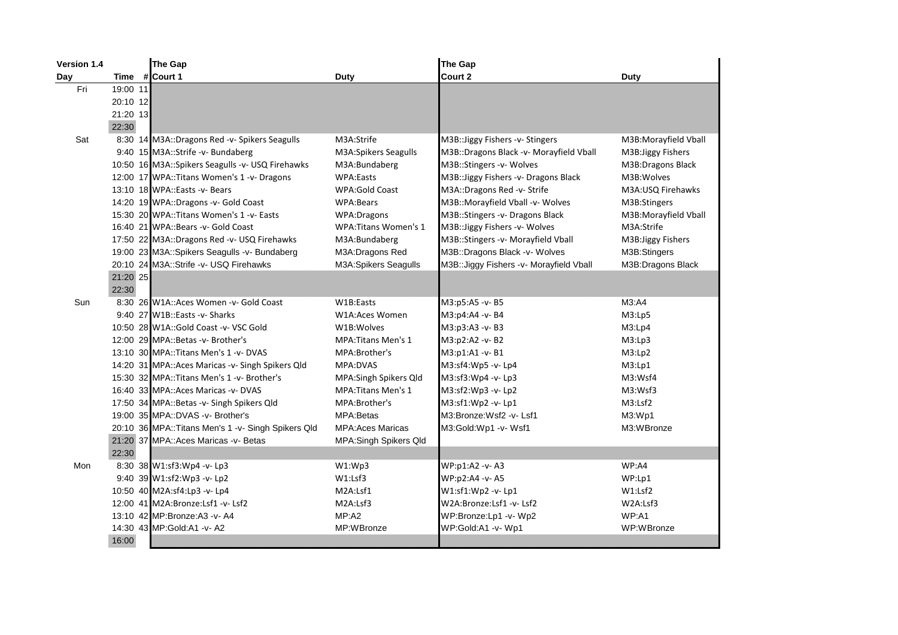| Version 1.4 | | | The Gap | | The Gap | |
|---|---|---|---|---|---|---|
| Day | Time | # | Court 1 | Duty | Court 2 | Duty |
| Fri | 19:00 | 11 | | | | |
| | 20:10 | 12 | | | | |
| | 21:20 | 13 | | | | |
| | 22:30 | | | | | |
| Sat | 8:30 | 14 | M3A::Dragons Red -v- Spikers Seagulls | M3A:Strife | M3B::Jiggy Fishers -v- Stingers | M3B:Morayfield Vball |
| | 9:40 | 15 | M3A::Strife -v- Bundaberg | M3A:Spikers Seagulls | M3B::Dragons Black -v- Morayfield Vball | M3B:Jiggy Fishers |
| | 10:50 | 16 | M3A::Spikers Seagulls -v- USQ Firehawks | M3A:Bundaberg | M3B::Stingers -v- Wolves | M3B:Dragons Black |
| | 12:00 | 17 | WPA::Titans Women's 1 -v- Dragons | WPA:Easts | M3B::Jiggy Fishers -v- Dragons Black | M3B:Wolves |
| | 13:10 | 18 | WPA::Easts -v- Bears | WPA:Gold Coast | M3A::Dragons Red -v- Strife | M3A:USQ Firehawks |
| | 14:20 | 19 | WPA::Dragons -v- Gold Coast | WPA:Bears | M3B::Morayfield Vball -v- Wolves | M3B:Stingers |
| | 15:30 | 20 | WPA::Titans Women's 1 -v- Easts | WPA:Dragons | M3B::Stingers -v- Dragons Black | M3B:Morayfield Vball |
| | 16:40 | 21 | WPA::Bears -v- Gold Coast | WPA:Titans Women's 1 | M3B::Jiggy Fishers -v- Wolves | M3A:Strife |
| | 17:50 | 22 | M3A::Dragons Red -v- USQ Firehawks | M3A:Bundaberg | M3B::Stingers -v- Morayfield Vball | M3B:Jiggy Fishers |
| | 19:00 | 23 | M3A::Spikers Seagulls -v- Bundaberg | M3A:Dragons Red | M3B::Dragons Black -v- Wolves | M3B:Stingers |
| | 20:10 | 24 | M3A::Strife -v- USQ Firehawks | M3A:Spikers Seagulls | M3B::Jiggy Fishers -v- Morayfield Vball | M3B:Dragons Black |
| | 21:20 | 25 | | | | |
| | 22:30 | | | | | |
| Sun | 8:30 | 26 | W1A::Aces Women -v- Gold Coast | W1B:Easts | M3:p5:A5 -v- B5 | M3:A4 |
| | 9:40 | 27 | W1B::Easts -v- Sharks | W1A:Aces Women | M3:p4:A4 -v- B4 | M3:Lp5 |
| | 10:50 | 28 | W1A::Gold Coast -v- VSC Gold | W1B:Wolves | M3:p3:A3 -v- B3 | M3:Lp4 |
| | 12:00 | 29 | MPA::Betas -v- Brother's | MPA:Titans Men's 1 | M3:p2:A2 -v- B2 | M3:Lp3 |
| | 13:10 | 30 | MPA::Titans Men's 1 -v- DVAS | MPA:Brother's | M3:p1:A1 -v- B1 | M3:Lp2 |
| | 14:20 | 31 | MPA::Aces Maricas -v- Singh Spikers Qld | MPA:DVAS | M3:sf4:Wp5 -v- Lp4 | M3:Lp1 |
| | 15:30 | 32 | MPA::Titans Men's 1 -v- Brother's | MPA:Singh Spikers Qld | M3:sf3:Wp4 -v- Lp3 | M3:Wsf4 |
| | 16:40 | 33 | MPA::Aces Maricas -v- DVAS | MPA:Titans Men's 1 | M3:sf2:Wp3 -v- Lp2 | M3:Wsf3 |
| | 17:50 | 34 | MPA::Betas -v- Singh Spikers Qld | MPA:Brother's | M3:sf1:Wp2 -v- Lp1 | M3:Lsf2 |
| | 19:00 | 35 | MPA::DVAS -v- Brother's | MPA:Betas | M3:Bronze:Wsf2 -v- Lsf1 | M3:Wp1 |
| | 20:10 | 36 | MPA::Titans Men's 1 -v- Singh Spikers Qld | MPA:Aces Maricas | M3:Gold:Wp1 -v- Wsf1 | M3:WBronze |
| | 21:20 | 37 | MPA::Aces Maricas -v- Betas | MPA:Singh Spikers Qld | | |
| | 22:30 | | | | | |
| Mon | 8:30 | 38 | W1:sf3:Wp4 -v- Lp3 | W1:Wp3 | WP:p1:A2 -v- A3 | WP:A4 |
| | 9:40 | 39 | W1:sf2:Wp3 -v- Lp2 | W1:Lsf3 | WP:p2:A4 -v- A5 | WP:Lp1 |
| | 10:50 | 40 | M2A:sf4:Lp3 -v- Lp4 | M2A:Lsf1 | W1:sf1:Wp2 -v- Lp1 | W1:Lsf2 |
| | 12:00 | 41 | M2A:Bronze:Lsf1 -v- Lsf2 | M2A:Lsf3 | W2A:Bronze:Lsf1 -v- Lsf2 | W2A:Lsf3 |
| | 13:10 | 42 | MP:Bronze:A3 -v- A4 | MP:A2 | WP:Bronze:Lp1 -v- Wp2 | WP:A1 |
| | 14:30 | 43 | MP:Gold:A1 -v- A2 | MP:WBronze | WP:Gold:A1 -v- Wp1 | WP:WBronze |
| | 16:00 | | | | | |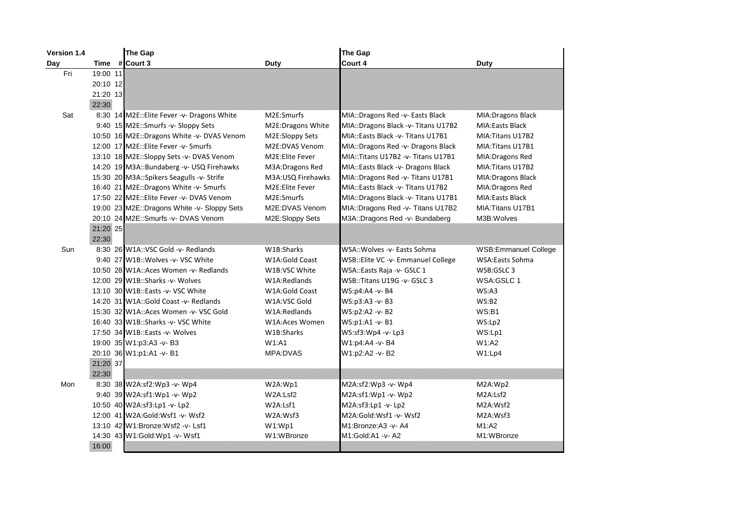| Version 1.4 | | | The Gap | | The Gap | |
|---|---|---|---|---|---|---|
| Day | Time | # | Court 3 | Duty | Court 4 | Duty |
| Fri | 19:00 | 11 | | | | |
| | 20:10 | 12 | | | | |
| | 21:20 | 13 | | | | |
| | 22:30 | | | | | |
| Sat | 8:30 | 14 | M2E::Elite Fever -v- Dragons White | M2E:Smurfs | MIA::Dragons Red -v- Easts Black | MIA:Dragons Black |
| | 9:40 | 15 | M2E::Smurfs -v- Sloppy Sets | M2E:Dragons White | MIA::Dragons Black -v- Titans U17B2 | MIA:Easts Black |
| | 10:50 | 16 | M2E::Dragons White -v- DVAS Venom | M2E:Sloppy Sets | MIA::Easts Black -v- Titans U17B1 | MIA:Titans U17B2 |
| | 12:00 | 17 | M2E::Elite Fever -v- Smurfs | M2E:DVAS Venom | MIA::Dragons Red -v- Dragons Black | MIA:Titans U17B1 |
| | 13:10 | 18 | M2E::Sloppy Sets -v- DVAS Venom | M2E:Elite Fever | MIA::Titans U17B2 -v- Titans U17B1 | MIA:Dragons Red |
| | 14:20 | 19 | M3A::Bundaberg -v- USQ Firehawks | M3A:Dragons Red | MIA::Easts Black -v- Dragons Black | MIA:Titans U17B2 |
| | 15:30 | 20 | M3A::Spikers Seagulls -v- Strife | M3A:USQ Firehawks | MIA::Dragons Red -v- Titans U17B1 | MIA:Dragons Black |
| | 16:40 | 21 | M2E::Dragons White -v- Smurfs | M2E:Elite Fever | MIA::Easts Black -v- Titans U17B2 | MIA:Dragons Red |
| | 17:50 | 22 | M2E::Elite Fever -v- DVAS Venom | M2E:Smurfs | MIA::Dragons Black -v- Titans U17B1 | MIA:Easts Black |
| | 19:00 | 23 | M2E::Dragons White -v- Sloppy Sets | M2E:DVAS Venom | MIA::Dragons Red -v- Titans U17B2 | MIA:Titans U17B1 |
| | 20:10 | 24 | M2E::Smurfs -v- DVAS Venom | M2E:Sloppy Sets | M3A::Dragons Red -v- Bundaberg | M3B:Wolves |
| | 21:20 | 25 | | | | |
| | 22:30 | | | | | |
| Sun | 8:30 | 26 | W1A::VSC Gold -v- Redlands | W1B:Sharks | WSA::Wolves -v- Easts Sohma | WSB:Emmanuel College |
| | 9:40 | 27 | W1B::Wolves -v- VSC White | W1A:Gold Coast | WSB::Elite VC -v- Emmanuel College | WSA:Easts Sohma |
| | 10:50 | 28 | W1A::Aces Women -v- Redlands | W1B:VSC White | WSA::Easts Raja -v- GSLC 1 | WSB:GSLC 3 |
| | 12:00 | 29 | W1B::Sharks -v- Wolves | W1A:Redlands | WSB::Titans U19G -v- GSLC 3 | WSA:GSLC 1 |
| | 13:10 | 30 | W1B::Easts -v- VSC White | W1A:Gold Coast | WS:p4:A4 -v- B4 | WS:A3 |
| | 14:20 | 31 | W1A::Gold Coast -v- Redlands | W1A:VSC Gold | WS:p3:A3 -v- B3 | WS:B2 |
| | 15:30 | 32 | W1A::Aces Women -v- VSC Gold | W1A:Redlands | WS:p2:A2 -v- B2 | WS:B1 |
| | 16:40 | 33 | W1B::Sharks -v- VSC White | W1A:Aces Women | WS:p1:A1 -v- B1 | WS:Lp2 |
| | 17:50 | 34 | W1B::Easts -v- Wolves | W1B:Sharks | WS:sf3:Wp4 -v- Lp3 | WS:Lp1 |
| | 19:00 | 35 | W1:p3:A3 -v- B3 | W1:A1 | W1:p4:A4 -v- B4 | W1:A2 |
| | 20:10 | 36 | W1:p1:A1 -v- B1 | MPA:DVAS | W1:p2:A2 -v- B2 | W1:Lp4 |
| | 21:20 | 37 | | | | |
| | 22:30 | | | | | |
| Mon | 8:30 | 38 | W2A:sf2:Wp3 -v- Wp4 | W2A:Wp1 | M2A:sf2:Wp3 -v- Wp4 | M2A:Wp2 |
| | 9:40 | 39 | W2A:sf1:Wp1 -v- Wp2 | W2A:Lsf2 | M2A:sf1:Wp1 -v- Wp2 | M2A:Lsf2 |
| | 10:50 | 40 | W2A:sf3:Lp1 -v- Lp2 | W2A:Lsf1 | M2A:sf3:Lp1 -v- Lp2 | M2A:Wsf2 |
| | 12:00 | 41 | W2A:Gold:Wsf1 -v- Wsf2 | W2A:Wsf3 | M2A:Gold:Wsf1 -v- Wsf2 | M2A:Wsf3 |
| | 13:10 | 42 | W1:Bronze:Wsf2 -v- Lsf1 | W1:Wp1 | M1:Bronze:A3 -v- A4 | M1:A2 |
| | 14:30 | 43 | W1:Gold:Wp1 -v- Wsf1 | W1:WBronze | M1:Gold:A1 -v- A2 | M1:WBronze |
| | 16:00 | | | | | |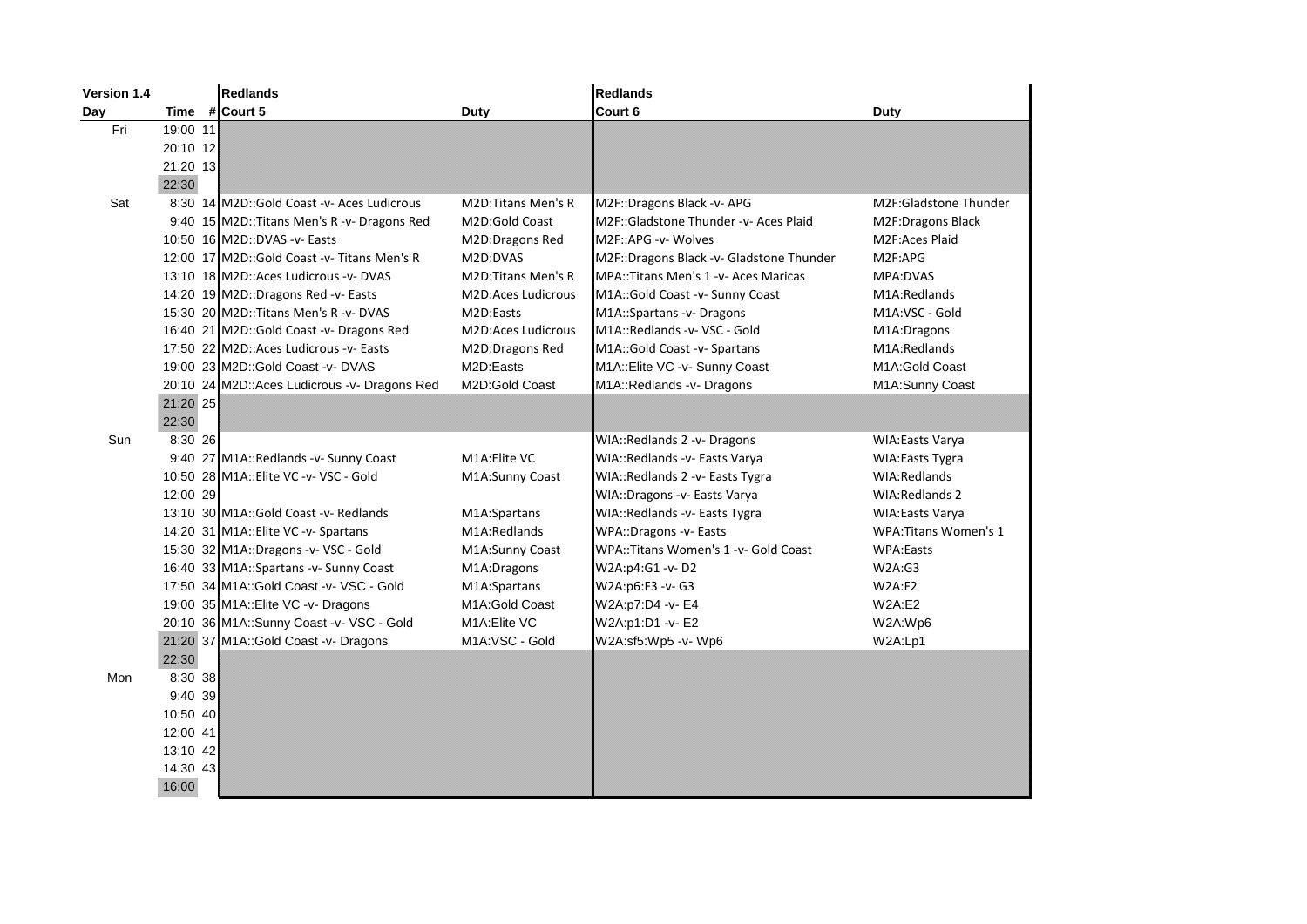| Version 1.4 | | | Redlands | | Redlands | |
|---|---|---|---|---|---|---|
| Day | Time | # | Court 5 | Duty | Court 6 | Duty |
| Fri | 19:00 | 11 | | | | |
| | 20:10 | 12 | | | | |
| | 21:20 | 13 | | | | |
| | 22:30 | | | | | |
| Sat | 8:30 | 14 | M2D::Gold Coast -v- Aces Ludicrous | M2D:Titans Men's R | M2F::Dragons Black -v- APG | M2F:Gladstone Thunder |
| | 9:40 | 15 | M2D::Titans Men's R -v- Dragons Red | M2D:Gold Coast | M2F::Gladstone Thunder -v- Aces Plaid | M2F:Dragons Black |
| | 10:50 | 16 | M2D::DVAS -v- Easts | M2D:Dragons Red | M2F::APG -v- Wolves | M2F:Aces Plaid |
| | 12:00 | 17 | M2D::Gold Coast -v- Titans Men's R | M2D:DVAS | M2F::Dragons Black -v- Gladstone Thunder | M2F:APG |
| | 13:10 | 18 | M2D::Aces Ludicrous -v- DVAS | M2D:Titans Men's R | MPA::Titans Men's 1 -v- Aces Maricas | MPA:DVAS |
| | 14:20 | 19 | M2D::Dragons Red -v- Easts | M2D:Aces Ludicrous | M1A::Gold Coast -v- Sunny Coast | M1A:Redlands |
| | 15:30 | 20 | M2D::Titans Men's R -v- DVAS | M2D:Easts | M1A::Spartans -v- Dragons | M1A:VSC - Gold |
| | 16:40 | 21 | M2D::Gold Coast -v- Dragons Red | M2D:Aces Ludicrous | M1A::Redlands -v- VSC - Gold | M1A:Dragons |
| | 17:50 | 22 | M2D::Aces Ludicrous -v- Easts | M2D:Dragons Red | M1A::Gold Coast -v- Spartans | M1A:Redlands |
| | 19:00 | 23 | M2D::Gold Coast -v- DVAS | M2D:Easts | M1A::Elite VC -v- Sunny Coast | M1A:Gold Coast |
| | 20:10 | 24 | M2D::Aces Ludicrous -v- Dragons Red | M2D:Gold Coast | M1A::Redlands -v- Dragons | M1A:Sunny Coast |
| | 21:20 | 25 | | | | |
| | 22:30 | | | | | |
| Sun | 8:30 | 26 | | | WIA::Redlands 2 -v- Dragons | WIA:Easts Varya |
| | 9:40 | 27 | M1A::Redlands -v- Sunny Coast | M1A:Elite VC | WIA::Redlands -v- Easts Varya | WIA:Easts Tygra |
| | 10:50 | 28 | M1A::Elite VC -v- VSC - Gold | M1A:Sunny Coast | WIA::Redlands 2 -v- Easts Tygra | WIA:Redlands |
| | 12:00 | 29 | | | WIA::Dragons -v- Easts Varya | WIA:Redlands 2 |
| | 13:10 | 30 | M1A::Gold Coast -v- Redlands | M1A:Spartans | WIA::Redlands -v- Easts Tygra | WIA:Easts Varya |
| | 14:20 | 31 | M1A::Elite VC -v- Spartans | M1A:Redlands | WPA::Dragons -v- Easts | WPA:Titans Women's 1 |
| | 15:30 | 32 | M1A::Dragons -v- VSC - Gold | M1A:Sunny Coast | WPA::Titans Women's 1 -v- Gold Coast | WPA:Easts |
| | 16:40 | 33 | M1A::Spartans -v- Sunny Coast | M1A:Dragons | W2A:p4:G1 -v- D2 | W2A:G3 |
| | 17:50 | 34 | M1A::Gold Coast -v- VSC - Gold | M1A:Spartans | W2A:p6:F3 -v- G3 | W2A:F2 |
| | 19:00 | 35 | M1A::Elite VC -v- Dragons | M1A:Gold Coast | W2A:p7:D4 -v- E4 | W2A:E2 |
| | 20:10 | 36 | M1A::Sunny Coast -v- VSC - Gold | M1A:Elite VC | W2A:p1:D1 -v- E2 | W2A:Wp6 |
| | 21:20 | 37 | M1A::Gold Coast -v- Dragons | M1A:VSC - Gold | W2A:sf5:Wp5 -v- Wp6 | W2A:Lp1 |
| | 22:30 | | | | | |
| Mon | 8:30 | 38 | | | | |
| | 9:40 | 39 | | | | |
| | 10:50 | 40 | | | | |
| | 12:00 | 41 | | | | |
| | 13:10 | 42 | | | | |
| | 14:30 | 43 | | | | |
| | 16:00 | | | | | |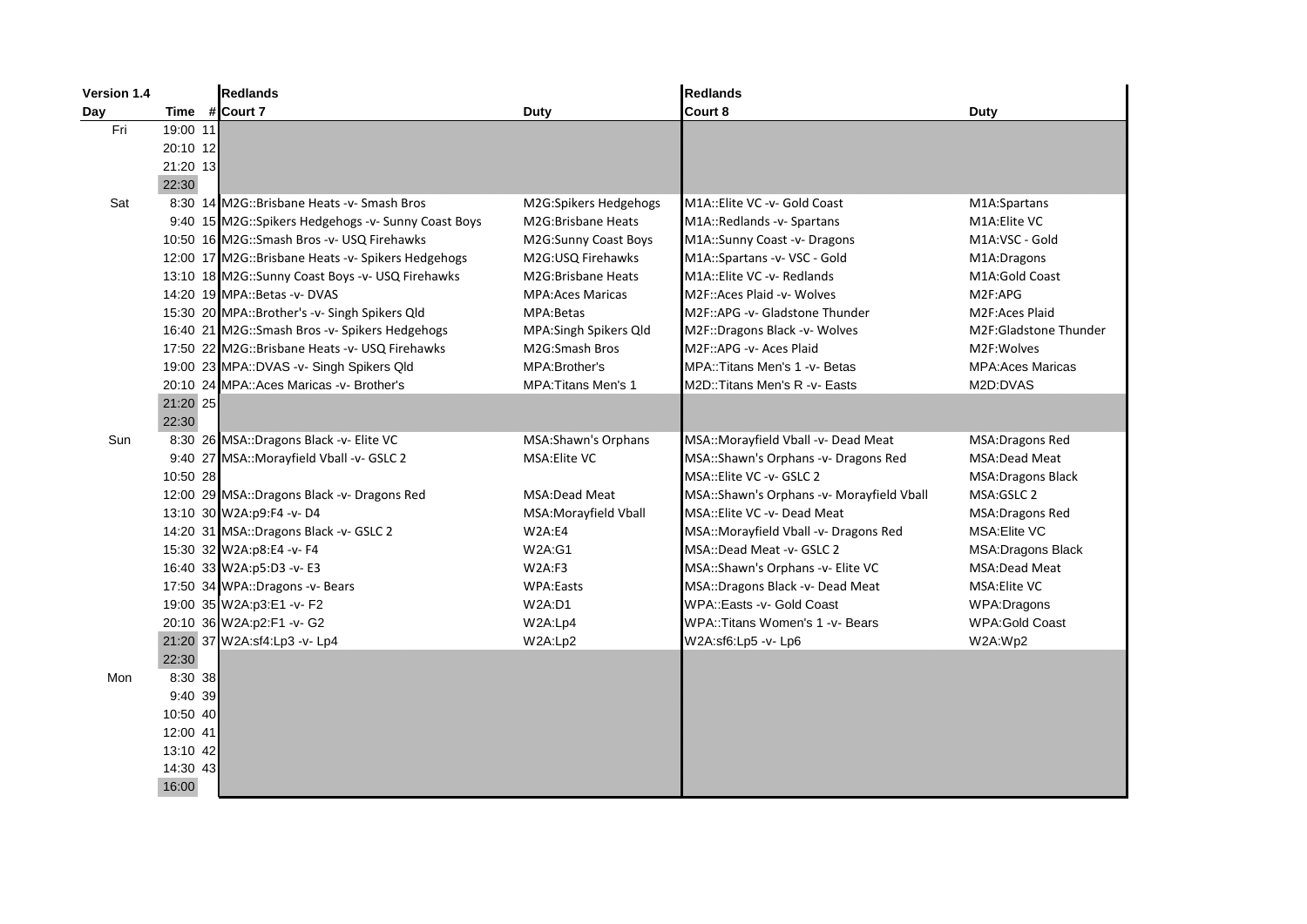| Version 1.4 | | | Redlands | | Redlands | |
|---|---|---|---|---|---|---|
| Day | Time | # | Court 7 | Duty | Court 8 | Duty |
| Fri | 19:00 | 11 | | | | |
| | 20:10 | 12 | | | | |
| | 21:20 | 13 | | | | |
| | 22:30 | | | | | |
| Sat | 8:30 | 14 | M2G::Brisbane Heats -v- Smash Bros | M2G:Spikers Hedgehogs | M1A::Elite VC -v- Gold Coast | M1A:Spartans |
| | 9:40 | 15 | M2G::Spikers Hedgehogs -v- Sunny Coast Boys | M2G:Brisbane Heats | M1A::Redlands -v- Spartans | M1A:Elite VC |
| | 10:50 | 16 | M2G::Smash Bros -v- USQ Firehawks | M2G:Sunny Coast Boys | M1A::Sunny Coast -v- Dragons | M1A:VSC - Gold |
| | 12:00 | 17 | M2G::Brisbane Heats -v- Spikers Hedgehogs | M2G:USQ Firehawks | M1A::Spartans -v- VSC - Gold | M1A:Dragons |
| | 13:10 | 18 | M2G::Sunny Coast Boys -v- USQ Firehawks | M2G:Brisbane Heats | M1A::Elite VC -v- Redlands | M1A:Gold Coast |
| | 14:20 | 19 | MPA::Betas -v- DVAS | MPA:Aces Maricas | M2F::Aces Plaid -v- Wolves | M2F:APG |
| | 15:30 | 20 | MPA::Brother's -v- Singh Spikers Qld | MPA:Betas | M2F::APG -v- Gladstone Thunder | M2F:Aces Plaid |
| | 16:40 | 21 | M2G::Smash Bros -v- Spikers Hedgehogs | MPA:Singh Spikers Qld | M2F::Dragons Black -v- Wolves | M2F:Gladstone Thunder |
| | 17:50 | 22 | M2G::Brisbane Heats -v- USQ Firehawks | M2G:Smash Bros | M2F::APG -v- Aces Plaid | M2F:Wolves |
| | 19:00 | 23 | MPA::DVAS -v- Singh Spikers Qld | MPA:Brother's | MPA::Titans Men's 1 -v- Betas | MPA:Aces Maricas |
| | 20:10 | 24 | MPA::Aces Maricas -v- Brother's | MPA:Titans Men's 1 | M2D::Titans Men's R -v- Easts | M2D:DVAS |
| | 21:20 | 25 | | | | |
| | 22:30 | | | | | |
| Sun | 8:30 | 26 | MSA::Dragons Black -v- Elite VC | MSA:Shawn's Orphans | MSA::Morayfield Vball -v- Dead Meat | MSA:Dragons Red |
| | 9:40 | 27 | MSA::Morayfield Vball -v- GSLC 2 | MSA:Elite VC | MSA::Shawn's Orphans -v- Dragons Red | MSA:Dead Meat |
| | 10:50 | 28 | | | MSA::Elite VC -v- GSLC 2 | MSA:Dragons Black |
| | 12:00 | 29 | MSA::Dragons Black -v- Dragons Red | MSA:Dead Meat | MSA::Shawn's Orphans -v- Morayfield Vball | MSA:GSLC 2 |
| | 13:10 | 30 | W2A:p9:F4 -v- D4 | MSA:Morayfield Vball | MSA::Elite VC -v- Dead Meat | MSA:Dragons Red |
| | 14:20 | 31 | MSA::Dragons Black -v- GSLC 2 | W2A:E4 | MSA::Morayfield Vball -v- Dragons Red | MSA:Elite VC |
| | 15:30 | 32 | W2A:p8:E4 -v- F4 | W2A:G1 | MSA::Dead Meat -v- GSLC 2 | MSA:Dragons Black |
| | 16:40 | 33 | W2A:p5:D3 -v- E3 | W2A:F3 | MSA::Shawn's Orphans -v- Elite VC | MSA:Dead Meat |
| | 17:50 | 34 | WPA::Dragons -v- Bears | WPA:Easts | MSA::Dragons Black -v- Dead Meat | MSA:Elite VC |
| | 19:00 | 35 | W2A:p3:E1 -v- F2 | W2A:D1 | WPA::Easts -v- Gold Coast | WPA:Dragons |
| | 20:10 | 36 | W2A:p2:F1 -v- G2 | W2A:Lp4 | WPA::Titans Women's 1 -v- Bears | WPA:Gold Coast |
| | 21:20 | 37 | W2A:sf4:Lp3 -v- Lp4 | W2A:Lp2 | W2A:sf6:Lp5 -v- Lp6 | W2A:Wp2 |
| | 22:30 | | | | | |
| Mon | 8:30 | 38 | | | | |
| | 9:40 | 39 | | | | |
| | 10:50 | 40 | | | | |
| | 12:00 | 41 | | | | |
| | 13:10 | 42 | | | | |
| | 14:30 | 43 | | | | |
| | 16:00 | | | | | |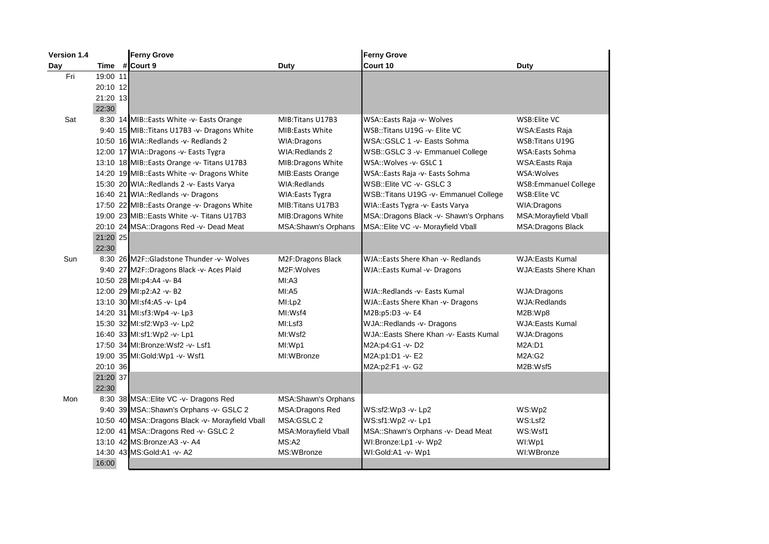| Version 1.4 | | | Ferny Grove | | Ferny Grove | |
|---|---|---|---|---|---|---|
| Day | Time | # | Court 9 | Duty | Court 10 | Duty |
| Fri | 19:00 | 11 | | | | |
| | 20:10 | 12 | | | | |
| | 21:20 | 13 | | | | |
| | 22:30 | | | | | |
| Sat | 8:30 | 14 | MIB::Easts White -v- Easts Orange | MIB:Titans U17B3 | WSA::Easts Raja -v- Wolves | WSB:Elite VC |
| | 9:40 | 15 | MIB::Titans U17B3 -v- Dragons White | MIB:Easts White | WSB::Titans U19G -v- Elite VC | WSA:Easts Raja |
| | 10:50 | 16 | WIA::Redlands -v- Redlands 2 | WIA:Dragons | WSA::GSLC 1 -v- Easts Sohma | WSB:Titans U19G |
| | 12:00 | 17 | WIA::Dragons -v- Easts Tygra | WIA:Redlands 2 | WSB::GSLC 3 -v- Emmanuel College | WSA:Easts Sohma |
| | 13:10 | 18 | MIB::Easts Orange -v- Titans U17B3 | MIB:Dragons White | WSA::Wolves -v- GSLC 1 | WSA:Easts Raja |
| | 14:20 | 19 | MIB::Easts White -v- Dragons White | MIB:Easts Orange | WSA::Easts Raja -v- Easts Sohma | WSA:Wolves |
| | 15:30 | 20 | WIA::Redlands 2 -v- Easts Varya | WIA:Redlands | WSB::Elite VC -v- GSLC 3 | WSB:Emmanuel College |
| | 16:40 | 21 | WIA::Redlands -v- Dragons | WIA:Easts Tygra | WSB::Titans U19G -v- Emmanuel College | WSB:Elite VC |
| | 17:50 | 22 | MIB::Easts Orange -v- Dragons White | MIB:Titans U17B3 | WIA::Easts Tygra -v- Easts Varya | WIA:Dragons |
| | 19:00 | 23 | MIB::Easts White -v- Titans U17B3 | MIB:Dragons White | MSA::Dragons Black -v- Shawn's Orphans | MSA:Morayfield Vball |
| | 20:10 | 24 | MSA::Dragons Red -v- Dead Meat | MSA:Shawn's Orphans | MSA::Elite VC -v- Morayfield Vball | MSA:Dragons Black |
| | 21:20 | 25 | | | | |
| | 22:30 | | | | | |
| Sun | 8:30 | 26 | M2F::Gladstone Thunder -v- Wolves | M2F:Dragons Black | WJA::Easts Shere Khan -v- Redlands | WJA:Easts Kumal |
| | 9:40 | 27 | M2F::Dragons Black -v- Aces Plaid | M2F:Wolves | WJA::Easts Kumal -v- Dragons | WJA:Easts Shere Khan |
| | 10:50 | 28 | MI:p4:A4 -v- B4 | MI:A3 | | |
| | 12:00 | 29 | MI:p2:A2 -v- B2 | MI:A5 | WJA::Redlands -v- Easts Kumal | WJA:Dragons |
| | 13:10 | 30 | MI:sf4:A5 -v- Lp4 | MI:Lp2 | WJA::Easts Shere Khan -v- Dragons | WJA:Redlands |
| | 14:20 | 31 | MI:sf3:Wp4 -v- Lp3 | MI:Wsf4 | M2B:p5:D3 -v- E4 | M2B:Wp8 |
| | 15:30 | 32 | MI:sf2:Wp3 -v- Lp2 | MI:Lsf3 | WJA::Redlands -v- Dragons | WJA:Easts Kumal |
| | 16:40 | 33 | MI:sf1:Wp2 -v- Lp1 | MI:Wsf2 | WJA::Easts Shere Khan -v- Easts Kumal | WJA:Dragons |
| | 17:50 | 34 | MI:Bronze:Wsf2 -v- Lsf1 | MI:Wp1 | M2A:p4:G1 -v- D2 | M2A:D1 |
| | 19:00 | 35 | MI:Gold:Wp1 -v- Wsf1 | MI:WBronze | M2A:p1:D1 -v- E2 | M2A:G2 |
| | 20:10 | 36 | | | M2A:p2:F1 -v- G2 | M2B:Wsf5 |
| | 21:20 | 37 | | | | |
| | 22:30 | | | | | |
| Mon | 8:30 | 38 | MSA::Elite VC -v- Dragons Red | MSA:Shawn's Orphans | | |
| | 9:40 | 39 | MSA::Shawn's Orphans -v- GSLC 2 | MSA:Dragons Red | WS:sf2:Wp3 -v- Lp2 | WS:Wp2 |
| | 10:50 | 40 | MSA::Dragons Black -v- Morayfield Vball | MSA:GSLC 2 | WS:sf1:Wp2 -v- Lp1 | WS:Lsf2 |
| | 12:00 | 41 | MSA::Dragons Red -v- GSLC 2 | MSA:Morayfield Vball | MSA::Shawn's Orphans -v- Dead Meat | WS:Wsf1 |
| | 13:10 | 42 | MS:Bronze:A3 -v- A4 | MS:A2 | WI:Bronze:Lp1 -v- Wp2 | WI:Wp1 |
| | 14:30 | 43 | MS:Gold:A1 -v- A2 | MS:WBronze | WI:Gold:A1 -v- Wp1 | WI:WBronze |
| | 16:00 | | | | | |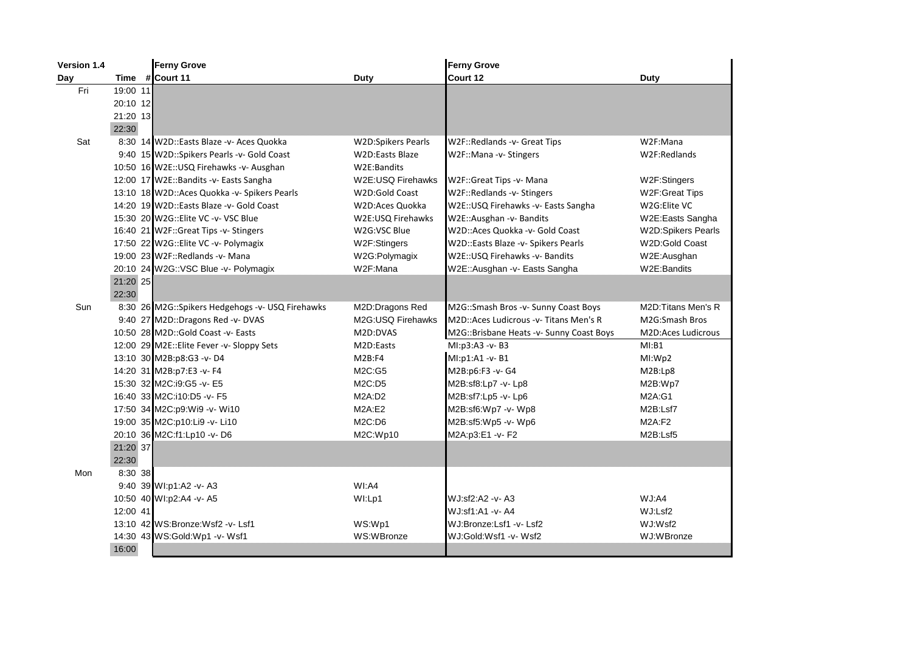| Version 1.4 | | | Ferny Grove | | Ferny Grove | |
|---|---|---|---|---|---|---|
| Day | Time | # | Court 11 | Duty | Court 12 | Duty |
| Fri | 19:00 | 11 | | | | |
| | 20:10 | 12 | | | | |
| | 21:20 | 13 | | | | |
| | 22:30 | | | | | |
| Sat | 8:30 | 14 | W2D::Easts Blaze -v- Aces Quokka | W2D:Spikers Pearls | W2F::Redlands -v- Great Tips | W2F:Mana |
| | 9:40 | 15 | W2D::Spikers Pearls -v- Gold Coast | W2D:Easts Blaze | W2F::Mana -v- Stingers | W2F:Redlands |
| | 10:50 | 16 | W2E::USQ Firehawks -v- Ausghan | W2E:Bandits | | |
| | 12:00 | 17 | W2E::Bandits -v- Easts Sangha | W2E:USQ Firehawks | W2F::Great Tips -v- Mana | W2F:Stingers |
| | 13:10 | 18 | W2D::Aces Quokka -v- Spikers Pearls | W2D:Gold Coast | W2F::Redlands -v- Stingers | W2F:Great Tips |
| | 14:20 | 19 | W2D::Easts Blaze -v- Gold Coast | W2D:Aces Quokka | W2E::USQ Firehawks -v- Easts Sangha | W2G:Elite VC |
| | 15:30 | 20 | W2G::Elite VC -v- VSC Blue | W2E:USQ Firehawks | W2E::Ausghan -v- Bandits | W2E:Easts Sangha |
| | 16:40 | 21 | W2F::Great Tips -v- Stingers | W2G:VSC Blue | W2D::Aces Quokka -v- Gold Coast | W2D:Spikers Pearls |
| | 17:50 | 22 | W2G::Elite VC -v- Polymagix | W2F:Stingers | W2D::Easts Blaze -v- Spikers Pearls | W2D:Gold Coast |
| | 19:00 | 23 | W2F::Redlands -v- Mana | W2G:Polymagix | W2E::USQ Firehawks -v- Bandits | W2E:Ausghan |
| | 20:10 | 24 | W2G::VSC Blue -v- Polymagix | W2F:Mana | W2E::Ausghan -v- Easts Sangha | W2E:Bandits |
| | 21:20 | 25 | | | | |
| | 22:30 | | | | | |
| Sun | 8:30 | 26 | M2G::Spikers Hedgehogs -v- USQ Firehawks | M2D:Dragons Red | M2G::Smash Bros -v- Sunny Coast Boys | M2D:Titans Men's R |
| | 9:40 | 27 | M2D::Dragons Red -v- DVAS | M2G:USQ Firehawks | M2D::Aces Ludicrous -v- Titans Men's R | M2G:Smash Bros |
| | 10:50 | 28 | M2D::Gold Coast -v- Easts | M2D:DVAS | M2G::Brisbane Heats -v- Sunny Coast Boys | M2D:Aces Ludicrous |
| | 12:00 | 29 | M2E::Elite Fever -v- Sloppy Sets | M2D:Easts | MI:p3:A3 -v- B3 | MI:B1 |
| | 13:10 | 30 | M2B:p8:G3 -v- D4 | M2B:F4 | MI:p1:A1 -v- B1 | MI:Wp2 |
| | 14:20 | 31 | M2B:p7:E3 -v- F4 | M2C:G5 | M2B:p6:F3 -v- G4 | M2B:Lp8 |
| | 15:30 | 32 | M2C:i9:G5 -v- E5 | M2C:D5 | M2B:sf8:Lp7 -v- Lp8 | M2B:Wp7 |
| | 16:40 | 33 | M2C:i10:D5 -v- F5 | M2A:D2 | M2B:sf7:Lp5 -v- Lp6 | M2A:G1 |
| | 17:50 | 34 | M2C:p9:Wi9 -v- Wi10 | M2A:E2 | M2B:sf6:Wp7 -v- Wp8 | M2B:Lsf7 |
| | 19:00 | 35 | M2C:p10:Li9 -v- Li10 | M2C:D6 | M2B:sf5:Wp5 -v- Wp6 | M2A:F2 |
| | 20:10 | 36 | M2C:f1:Lp10 -v- D6 | M2C:Wp10 | M2A:p3:E1 -v- F2 | M2B:Lsf5 |
| | 21:20 | 37 | | | | |
| | 22:30 | | | | | |
| Mon | 8:30 | 38 | | | | |
| | 9:40 | 39 | WI:p1:A2 -v- A3 | WI:A4 | WJ:sf2:A2 -v- A3 | WJ:A4 |
| | 10:50 | 40 | WI:p2:A4 -v- A5 | WI:Lp1 | WJ:sf1:A1 -v- A4 | WJ:Lsf2 |
| | 12:00 | 41 | | | WJ:Bronze:Lsf1 -v- Lsf2 | WJ:Wsf2 |
| | 13:10 | 42 | WS:Bronze:Wsf2 -v- Lsf1 | WS:Wp1 | WJ:Gold:Wsf1 -v- Wsf2 | WJ:WBronze |
| | 14:30 | 43 | WS:Gold:Wp1 -v- Wsf1 | WS:WBronze | | |
| | 16:00 | | | | | |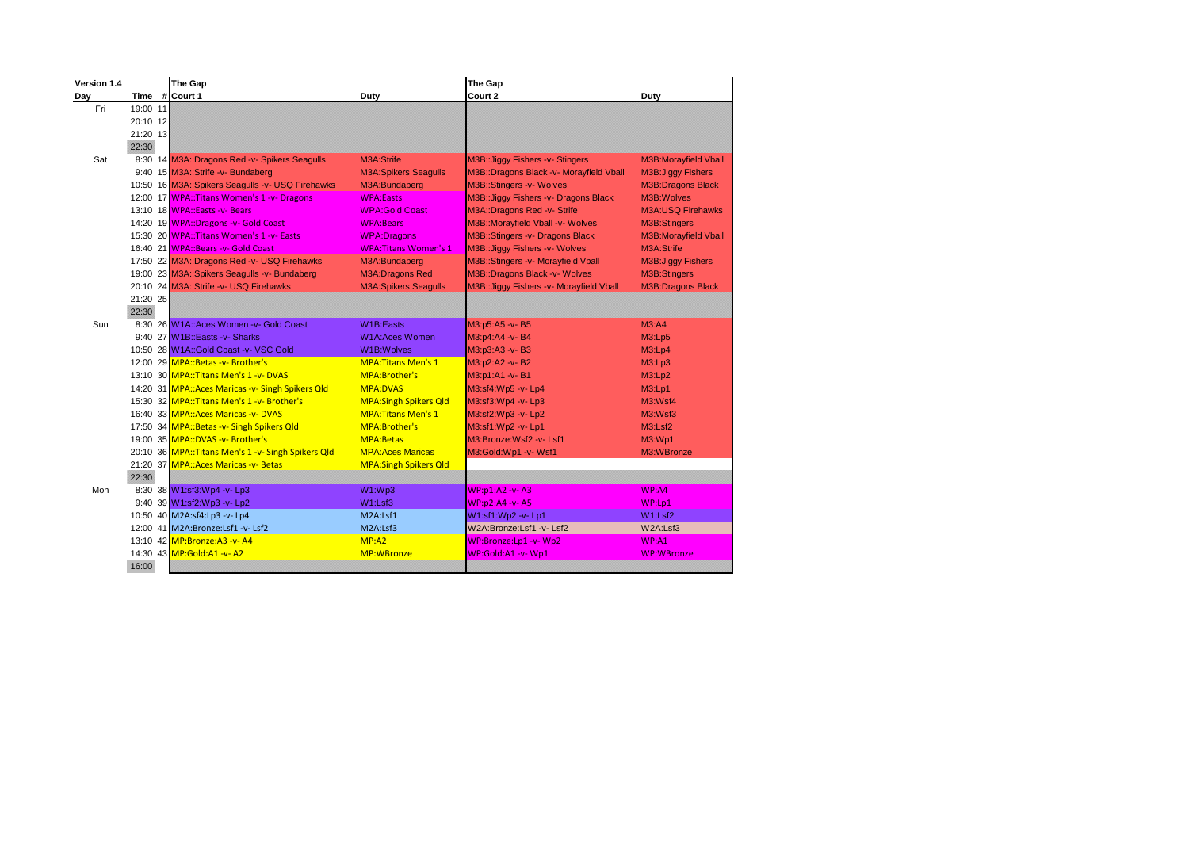| Version 1.4 | | | The Gap | | The Gap | |
|---|---|---|---|---|---|---|
| Day | Time | # | Court 1 | Duty | Court 2 | Duty |
| Fri | 19:00 | 11 | | | | |
| | 20:10 | 12 | | | | |
| | 21:20 | 13 | | | | |
| | 22:30 | | | | | |
| Sat | 8:30 | 14 | M3A::Dragons Red -v- Spikers Seagulls | M3A:Strife | M3B::Jiggy Fishers -v- Stingers | M3B:Morayfield Vball |
| | 9:40 | 15 | M3A::Strife -v- Bundaberg | M3A:Spikers Seagulls | M3B::Dragons Black -v- Morayfield Vball | M3B:Jiggy Fishers |
| | 10:50 | 16 | M3A::Spikers Seagulls -v- USQ Firehawks | M3A:Bundaberg | M3B::Stingers -v- Wolves | M3B:Dragons Black |
| | 12:00 | 17 | WPA::Titans Women's 1 -v- Dragons | WPA:Easts | M3B::Jiggy Fishers -v- Dragons Black | M3B:Wolves |
| | 13:10 | 18 | WPA::Easts -v- Bears | WPA:Gold Coast | M3A::Dragons Red -v- Strife | M3A:USQ Firehawks |
| | 14:20 | 19 | WPA::Dragons -v- Gold Coast | WPA:Bears | M3B::Morayfield Vball -v- Wolves | M3B:Stingers |
| | 15:30 | 20 | WPA::Titans Women's 1 -v- Easts | WPA:Dragons | M3B::Stingers -v- Dragons Black | M3B:Morayfield Vball |
| | 16:40 | 21 | WPA::Bears -v- Gold Coast | WPA:Titans Women's 1 | M3B::Jiggy Fishers -v- Wolves | M3A:Strife |
| | 17:50 | 22 | M3A::Dragons Red -v- USQ Firehawks | M3A:Bundaberg | M3B::Stingers -v- Morayfield Vball | M3B:Jiggy Fishers |
| | 19:00 | 23 | M3A::Spikers Seagulls -v- Bundaberg | M3A:Dragons Red | M3B::Dragons Black -v- Wolves | M3B:Stingers |
| | 20:10 | 24 | M3A::Strife -v- USQ Firehawks | M3A:Spikers Seagulls | M3B::Jiggy Fishers -v- Morayfield Vball | M3B:Dragons Black |
| | 21:20 | 25 | | | | |
| | 22:30 | | | | | |
| Sun | 8:30 | 26 | W1A::Aces Women -v- Gold Coast | W1B:Easts | M3:p5:A5 -v- B5 | M3:A4 |
| | 9:40 | 27 | W1B::Easts -v- Sharks | W1A:Aces Women | M3:p4:A4 -v- B4 | M3:Lp5 |
| | 10:50 | 28 | W1A::Gold Coast -v- VSC Gold | W1B:Wolves | M3:p3:A3 -v- B3 | M3:Lp4 |
| | 12:00 | 29 | MPA::Betas -v- Brother's | MPA:Titans Men's 1 | M3:p2:A2 -v- B2 | M3:Lp3 |
| | 13:10 | 30 | MPA::Titans Men's 1 -v- DVAS | MPA:Brother's | M3:p1:A1 -v- B1 | M3:Lp2 |
| | 14:20 | 31 | MPA::Aces Maricas -v- Singh Spikers Qld | MPA:DVAS | M3:sf4:Wp5 -v- Lp4 | M3:Lp1 |
| | 15:30 | 32 | MPA::Titans Men's 1 -v- Brother's | MPA:Singh Spikers Qld | M3:sf3:Wp4 -v- Lp3 | M3:Wsf4 |
| | 16:40 | 33 | MPA::Aces Maricas -v- DVAS | MPA:Titans Men's 1 | M3:sf2:Wp3 -v- Lp2 | M3:Wsf3 |
| | 17:50 | 34 | MPA::Betas -v- Singh Spikers Qld | MPA:Brother's | M3:sf1:Wp2 -v- Lp1 | M3:Lsf2 |
| | 19:00 | 35 | MPA::DVAS -v- Brother's | MPA:Betas | M3:Bronze:Wsf2 -v- Lsf1 | M3:Wp1 |
| | 20:10 | 36 | MPA::Titans Men's 1 -v- Singh Spikers Qld | MPA:Aces Maricas | M3:Gold:Wp1 -v- Wsf1 | M3:WBronze |
| | 21:20 | 37 | MPA::Aces Maricas -v- Betas | MPA:Singh Spikers Qld | | |
| | 22:30 | | | | | |
| Mon | 8:30 | 38 | W1:sf3:Wp4 -v- Lp3 | W1:Wp3 | WP:p1:A2 -v- A3 | WP:A4 |
| | 9:40 | 39 | W1:sf2:Wp3 -v- Lp2 | W1:Lsf3 | WP:p2:A4 -v- A5 | WP:Lp1 |
| | 10:50 | 40 | M2A:sf4:Lp3 -v- Lp4 | M2A:Lsf1 | W1:sf1:Wp2 -v- Lp1 | W1:Lsf2 |
| | 12:00 | 41 | M2A:Bronze:Lsf1 -v- Lsf2 | M2A:Lsf3 | W2A:Bronze:Lsf1 -v- Lsf2 | W2A:Lsf3 |
| | 13:10 | 42 | MP:Bronze:A3 -v- A4 | MP:A2 | WP:Bronze:Lp1 -v- Wp2 | WP:A1 |
| | 14:30 | 43 | MP:Gold:A1 -v- A2 | MP:WBronze | WP:Gold:A1 -v- Wp1 | WP:WBronze |
| | 16:00 | | | | | |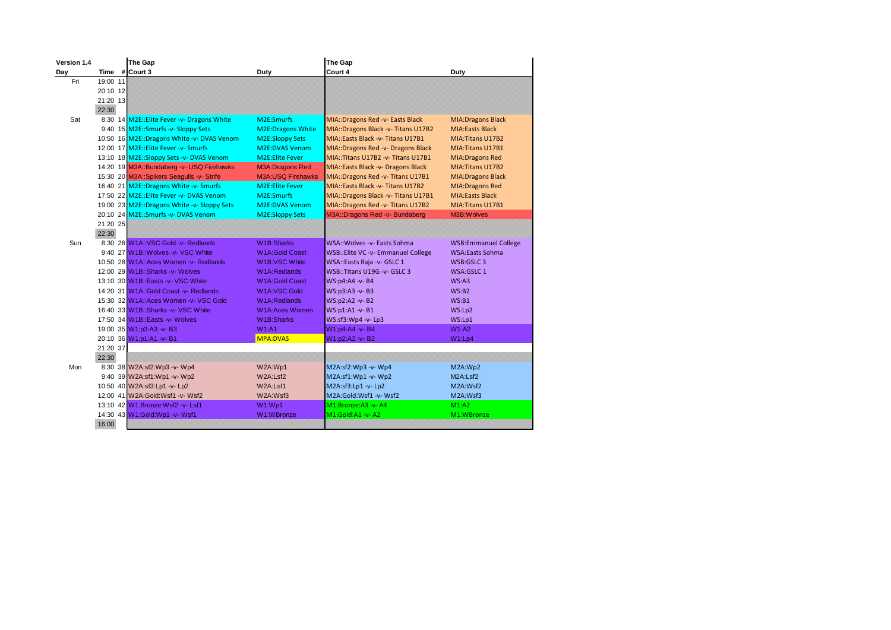| Version 1.4 | | | The Gap | | The Gap | |
|---|---|---|---|---|---|---|
| Day | Time | # | Court 3 | Duty | Court 4 | Duty |
| Fri | 19:00 | 11 | | | | |
| | 20:10 | 12 | | | | |
| | 21:20 | 13 | | | | |
| | 22:30 | | | | | |
| Sat | 8:30 | 14 | M2E::Elite Fever -v- Dragons White | M2E:Smurfs | MIA::Dragons Red -v- Easts Black | MIA:Dragons Black |
| | 9:40 | 15 | M2E::Smurfs -v- Sloppy Sets | M2E:Dragons White | MIA::Dragons Black -v- Titans U17B2 | MIA:Easts Black |
| | 10:50 | 16 | M2E::Dragons White -v- DVAS Venom | M2E:Sloppy Sets | MIA::Easts Black -v- Titans U17B1 | MIA:Titans U17B2 |
| | 12:00 | 17 | M2E::Elite Fever -v- Smurfs | M2E:DVAS Venom | MIA::Dragons Red -v- Dragons Black | MIA:Titans U17B1 |
| | 13:10 | 18 | M2E::Sloppy Sets -v- DVAS Venom | M2E:Elite Fever | MIA::Titans U17B2 -v- Titans U17B1 | MIA:Dragons Red |
| | 14:20 | 19 | M3A::Bundaberg -v- USQ Firehawks | M3A:Dragons Red | MIA::Easts Black -v- Dragons Black | MIA:Titans U17B2 |
| | 15:30 | 20 | M3A::Spikers Seagulls -v- Strife | M3A:USQ Firehawks | MIA::Dragons Red -v- Titans U17B1 | MIA:Dragons Black |
| | 16:40 | 21 | M2E::Dragons White -v- Smurfs | M2E:Elite Fever | MIA::Easts Black -v- Titans U17B2 | MIA:Dragons Red |
| | 17:50 | 22 | M2E::Elite Fever -v- DVAS Venom | M2E:Smurfs | MIA::Dragons Black -v- Titans U17B1 | MIA:Easts Black |
| | 19:00 | 23 | M2E::Dragons White -v- Sloppy Sets | M2E:DVAS Venom | MIA::Dragons Red -v- Titans U17B2 | MIA:Titans U17B1 |
| | 20:10 | 24 | M2E::Smurfs -v- DVAS Venom | M2E:Sloppy Sets | M3A::Dragons Red -v- Bundaberg | M3B:Wolves |
| | 21:20 | 25 | | | | |
| | 22:30 | | | | | |
| Sun | 8:30 | 26 | W1A::VSC Gold -v- Redlands | W1B:Sharks | WSA::Wolves -v- Easts Sohma | WSB:Emmanuel College |
| | 9:40 | 27 | W1B::Wolves -v- VSC White | W1A:Gold Coast | WSB::Elite VC -v- Emmanuel College | WSA:Easts Sohma |
| | 10:50 | 28 | W1A::Aces Women -v- Redlands | W1B:VSC White | WSA::Easts Raja -v- GSLC 1 | WSB:GSLC 3 |
| | 12:00 | 29 | W1B::Sharks -v- Wolves | W1A:Redlands | WSB::Titans U19G -v- GSLC 3 | WSA:GSLC 1 |
| | 13:10 | 30 | W1B::Easts -v- VSC White | W1A:Gold Coast | WS:p4:A4 -v- B4 | WS:A3 |
| | 14:20 | 31 | W1A::Gold Coast -v- Redlands | W1A:VSC Gold | WS:p3:A3 -v- B3 | WS:B2 |
| | 15:30 | 32 | W1A::Aces Women -v- VSC Gold | W1A:Redlands | WS:p2:A2 -v- B2 | WS:B1 |
| | 16:40 | 33 | W1B::Sharks -v- VSC White | W1A:Aces Women | WS:p1:A1 -v- B1 | WS:Lp2 |
| | 17:50 | 34 | W1B::Easts -v- Wolves | W1B:Sharks | WS:sf3:Wp4 -v- Lp3 | WS:Lp1 |
| | 19:00 | 35 | W1:p3:A3 -v- B3 | W1:A1 | W1:p4:A4 -v- B4 | W1:A2 |
| | 20:10 | 36 | W1:p1:A1 -v- B1 | MPA:DVAS | W1:p2:A2 -v- B2 | W1:Lp4 |
| | 21:20 | 37 | | | | |
| | 22:30 | | | | | |
| Mon | 8:30 | 38 | W2A:sf2:Wp3 -v- Wp4 | W2A:Wp1 | M2A:sf2:Wp3 -v- Wp4 | M2A:Wp2 |
| | 9:40 | 39 | W2A:sf1:Wp1 -v- Wp2 | W2A:Lsf2 | M2A:sf1:Wp1 -v- Wp2 | M2A:Lsf2 |
| | 10:50 | 40 | W2A:sf3:Lp1 -v- Lp2 | W2A:Lsf1 | M2A:sf3:Lp1 -v- Lp2 | M2A:Wsf2 |
| | 12:00 | 41 | W2A:Gold:Wsf1 -v- Wsf2 | W2A:Wsf3 | M2A:Gold:Wsf1 -v- Wsf2 | M2A:Wsf3 |
| | 13:10 | 42 | W1:Bronze:Wsf2 -v- Lsf1 | W1:Wp1 | M1:Bronze:A3 -v- A4 | M1:A2 |
| | 14:30 | 43 | W1:Gold:Wp1 -v- Wsf1 | W1:WBronze | M1:Gold:A1 -v- A2 | M1:WBronze |
| | 16:00 | | | | | |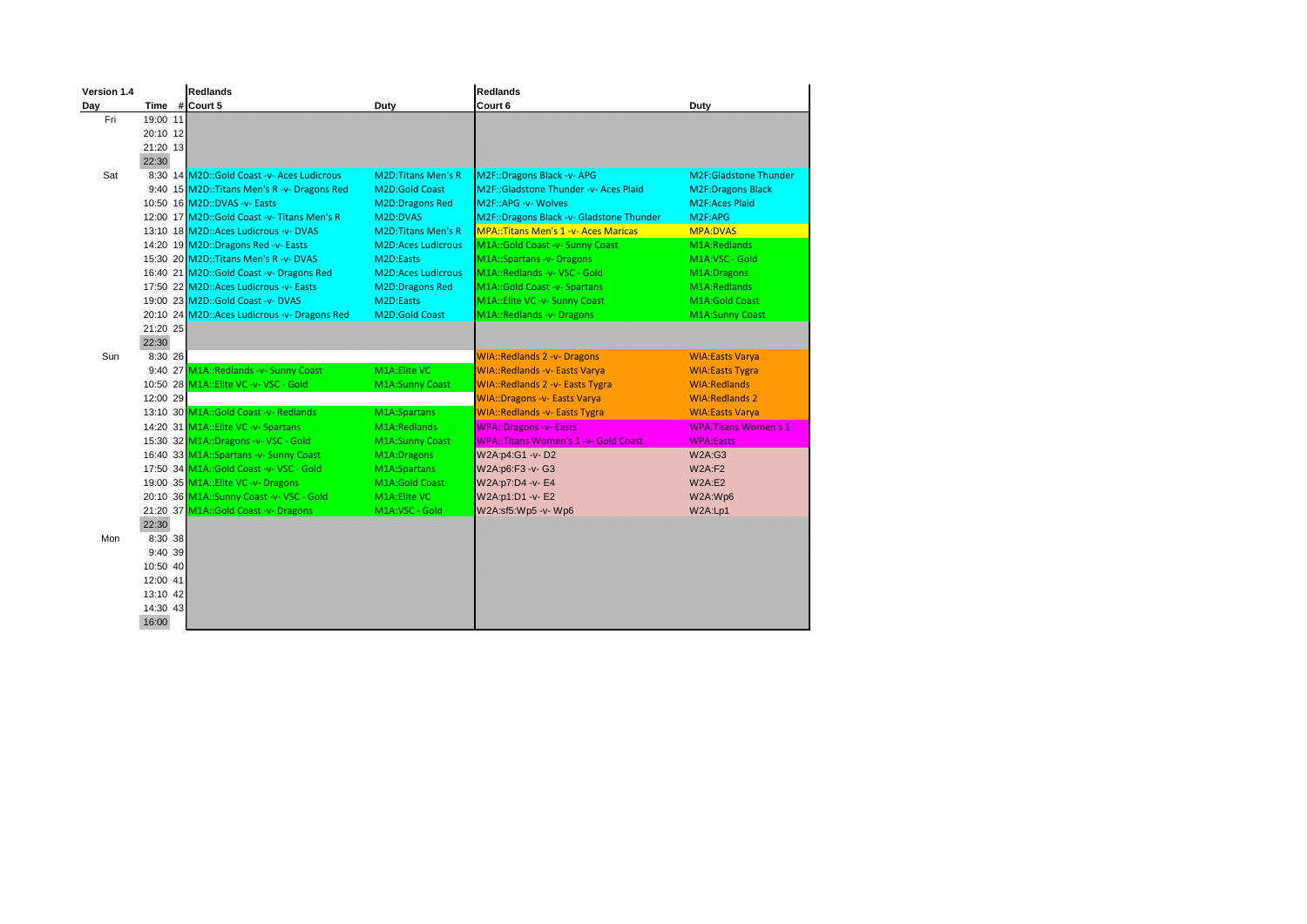| Version 1.4 | | | Redlands | | Redlands | |
|---|---|---|---|---|---|---|
| Day | Time | # | Court 5 | Duty | Court 6 | Duty |
| Fri | 19:00 | 11 | | | | |
| | 20:10 | 12 | | | | |
| | 21:20 | 13 | | | | |
| | 22:30 | | | | | |
| Sat | 8:30 | 14 | M2D::Gold Coast -v- Aces Ludicrous | M2D:Titans Men's R | M2F::Dragons Black -v- APG | M2F:Gladstone Thunder |
| | 9:40 | 15 | M2D::Titans Men's R -v- Dragons Red | M2D:Gold Coast | M2F::Gladstone Thunder -v- Aces Plaid | M2F:Dragons Black |
| | 10:50 | 16 | M2D::DVAS -v- Easts | M2D:Dragons Red | M2F::APG -v- Wolves | M2F:Aces Plaid |
| | 12:00 | 17 | M2D::Gold Coast -v- Titans Men's R | M2D:DVAS | M2F::Dragons Black -v- Gladstone Thunder | M2F:APG |
| | 13:10 | 18 | M2D::Aces Ludicrous -v- DVAS | M2D:Titans Men's R | MPA::Titans Men's 1 -v- Aces Maricas | MPA:DVAS |
| | 14:20 | 19 | M2D::Dragons Red -v- Easts | M2D:Aces Ludicrous | M1A::Gold Coast -v- Sunny Coast | M1A:Redlands |
| | 15:30 | 20 | M2D::Titans Men's R -v- DVAS | M2D:Easts | M1A::Spartans -v- Dragons | M1A:VSC - Gold |
| | 16:40 | 21 | M2D::Gold Coast -v- Dragons Red | M2D:Aces Ludicrous | M1A::Redlands -v- VSC - Gold | M1A:Dragons |
| | 17:50 | 22 | M2D::Aces Ludicrous -v- Easts | M2D:Dragons Red | M1A::Gold Coast -v- Spartans | M1A:Redlands |
| | 19:00 | 23 | M2D::Gold Coast -v- DVAS | M2D:Easts | M1A::Elite VC -v- Sunny Coast | M1A:Gold Coast |
| | 20:10 | 24 | M2D::Aces Ludicrous -v- Dragons Red | M2D:Gold Coast | M1A::Redlands -v- Dragons | M1A:Sunny Coast |
| | 21:20 | 25 | | | | |
| | 22:30 | | | | | |
| Sun | 8:30 | 26 | | | WIA::Redlands 2 -v- Dragons | WIA:Easts Varya |
| | 9:40 | 27 | M1A::Redlands -v- Sunny Coast | M1A:Elite VC | WIA::Redlands -v- Easts Varya | WIA:Easts Tygra |
| | 10:50 | 28 | M1A::Elite VC -v- VSC - Gold | M1A:Sunny Coast | WIA::Redlands 2 -v- Easts Tygra | WIA:Redlands |
| | 12:00 | 29 | | | WIA::Dragons -v- Easts Varya | WIA:Redlands 2 |
| | 13:10 | 30 | M1A::Gold Coast -v- Redlands | M1A:Spartans | WIA::Redlands -v- Easts Tygra | WIA:Easts Varya |
| | 14:20 | 31 | M1A::Elite VC -v- Spartans | M1A:Redlands | WPA::Dragons -v- Easts | WPA:Titans Women's 1 |
| | 15:30 | 32 | M1A::Dragons -v- VSC - Gold | M1A:Sunny Coast | WPA::Titans Women's 1 -v- Gold Coast | WPA:Easts |
| | 16:40 | 33 | M1A::Spartans -v- Sunny Coast | M1A:Dragons | W2A:p4:G1 -v- D2 | W2A:G3 |
| | 17:50 | 34 | M1A::Gold Coast -v- VSC - Gold | M1A:Spartans | W2A:p6:F3 -v- G3 | W2A:F2 |
| | 19:00 | 35 | M1A::Elite VC -v- Dragons | M1A:Gold Coast | W2A:p7:D4 -v- E4 | W2A:E2 |
| | 20:10 | 36 | M1A::Sunny Coast -v- VSC - Gold | M1A:Elite VC | W2A:p1:D1 -v- E2 | W2A:Wp6 |
| | 21:20 | 37 | M1A::Gold Coast -v- Dragons | M1A:VSC - Gold | W2A:sf5:Wp5 -v- Wp6 | W2A:Lp1 |
| | 22:30 | | | | | |
| Mon | 8:30 | 38 | | | | |
| | 9:40 | 39 | | | | |
| | 10:50 | 40 | | | | |
| | 12:00 | 41 | | | | |
| | 13:10 | 42 | | | | |
| | 14:30 | 43 | | | | |
| | 16:00 | | | | | |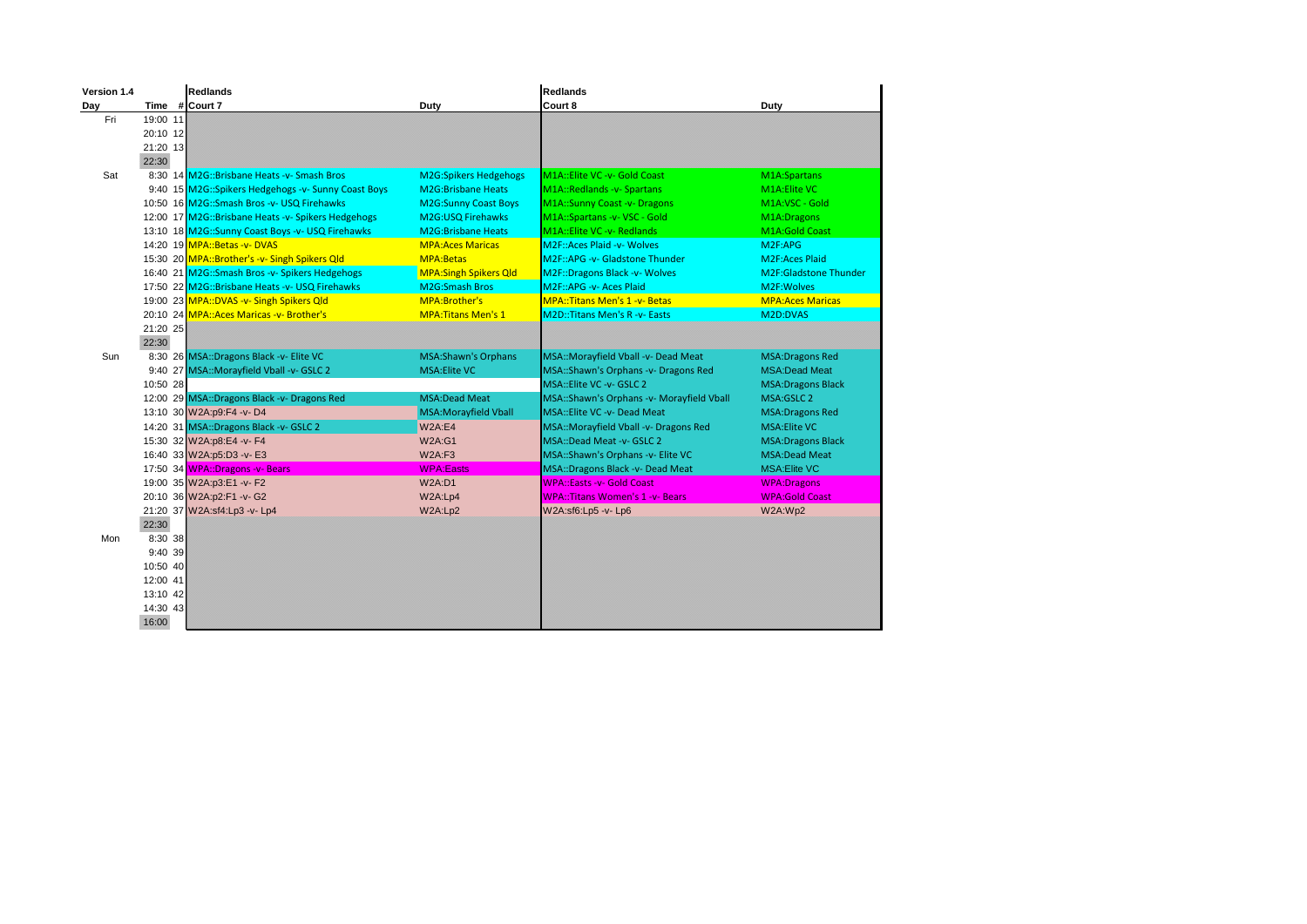| Version 1.4 | | | Redlands | | Redlands | |
|---|---|---|---|---|---|---|
| Day | Time | # | Court 7 | Duty | Court 8 | Duty |
| Fri | 19:00 | 11 | | | | |
| | 20:10 | 12 | | | | |
| | 21:20 | 13 | | | | |
| | 22:30 | | | | | |
| Sat | 8:30 | 14 | M2G::Brisbane Heats -v- Smash Bros | M2G:Spikers Hedgehogs | M1A::Elite VC -v- Gold Coast | M1A:Spartans |
| | 9:40 | 15 | M2G::Spikers Hedgehogs -v- Sunny Coast Boys | M2G:Brisbane Heats | M1A::Redlands -v- Spartans | M1A:Elite VC |
| | 10:50 | 16 | M2G::Smash Bros -v- USQ Firehawks | M2G:Sunny Coast Boys | M1A::Sunny Coast -v- Dragons | M1A:VSC - Gold |
| | 12:00 | 17 | M2G::Brisbane Heats -v- Spikers Hedgehogs | M2G:USQ Firehawks | M1A::Spartans -v- VSC - Gold | M1A:Dragons |
| | 13:10 | 18 | M2G::Sunny Coast Boys -v- USQ Firehawks | M2G:Brisbane Heats | M1A::Elite VC -v- Redlands | M1A:Gold Coast |
| | 14:20 | 19 | MPA::Betas -v- DVAS | MPA:Aces Maricas | M2F::Aces Plaid -v- Wolves | M2F:APG |
| | 15:30 | 20 | MPA::Brother's -v- Singh Spikers Qld | MPA:Betas | M2F::APG -v- Gladstone Thunder | M2F:Aces Plaid |
| | 16:40 | 21 | M2G::Smash Bros -v- Spikers Hedgehogs | MPA:Singh Spikers Qld | M2F::Dragons Black -v- Wolves | M2F:Gladstone Thunder |
| | 17:50 | 22 | M2G::Brisbane Heats -v- USQ Firehawks | M2G:Smash Bros | M2F::APG -v- Aces Plaid | M2F:Wolves |
| | 19:00 | 23 | MPA::DVAS -v- Singh Spikers Qld | MPA:Brother's | MPA::Titans Men's 1 -v- Betas | MPA:Aces Maricas |
| | 20:10 | 24 | MPA::Aces Maricas -v- Brother's | MPA:Titans Men's 1 | M2D::Titans Men's R -v- Easts | M2D:DVAS |
| | 21:20 | 25 | | | | |
| | 22:30 | | | | | |
| Sun | 8:30 | 26 | MSA::Dragons Black -v- Elite VC | MSA:Shawn's Orphans | MSA::Morayfield Vball -v- Dead Meat | MSA:Dragons Red |
| | 9:40 | 27 | MSA::Morayfield Vball -v- GSLC 2 | MSA:Elite VC | MSA::Shawn's Orphans -v- Dragons Red | MSA:Dead Meat |
| | 10:50 | 28 | | | MSA::Elite VC -v- GSLC 2 | MSA:Dragons Black |
| | 12:00 | 29 | MSA::Dragons Black -v- Dragons Red | MSA:Dead Meat | MSA::Shawn's Orphans -v- Morayfield Vball | MSA:GSLC 2 |
| | 13:10 | 30 | W2A:p9:F4 -v- D4 | MSA:Morayfield Vball | MSA::Elite VC -v- Dead Meat | MSA:Dragons Red |
| | 14:20 | 31 | MSA::Dragons Black -v- GSLC 2 | W2A:E4 | MSA::Morayfield Vball -v- Dragons Red | MSA:Elite VC |
| | 15:30 | 32 | W2A:p8:E4 -v- F4 | W2A:G1 | MSA::Dead Meat -v- GSLC 2 | MSA:Dragons Black |
| | 16:40 | 33 | W2A:p5:D3 -v- E3 | W2A:F3 | MSA::Shawn's Orphans -v- Elite VC | MSA:Dead Meat |
| | 17:50 | 34 | WPA::Dragons -v- Bears | WPA:Easts | MSA::Dragons Black -v- Dead Meat | MSA:Elite VC |
| | 19:00 | 35 | W2A:p3:E1 -v- F2 | W2A:D1 | WPA::Easts -v- Gold Coast | WPA:Dragons |
| | 20:10 | 36 | W2A:p2:F1 -v- G2 | W2A:Lp4 | WPA::Titans Women's 1 -v- Bears | WPA:Gold Coast |
| | 21:20 | 37 | W2A:sf4:Lp3 -v- Lp4 | W2A:Lp2 | W2A:sf6:Lp5 -v- Lp6 | W2A:Wp2 |
| | 22:30 | | | | | |
| Mon | 8:30 | 38 | | | | |
| | 9:40 | 39 | | | | |
| | 10:50 | 40 | | | | |
| | 12:00 | 41 | | | | |
| | 13:10 | 42 | | | | |
| | 14:30 | 43 | | | | |
| | 16:00 | | | | | |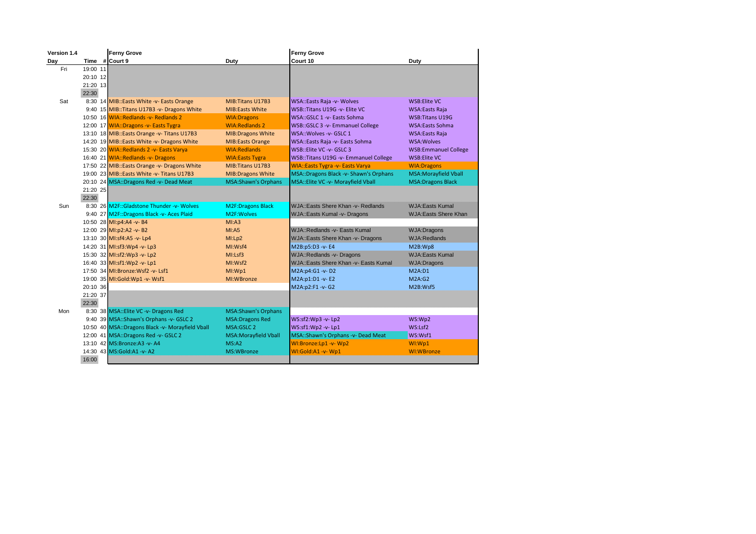| Version 1.4 | | | Ferny Grove | | Ferny Grove | |
|---|---|---|---|---|---|---|
| Day | Time | # | Court 9 | Duty | Court 10 | Duty |
| Fri | 19:00 | 11 | | | | |
| | 20:10 | 12 | | | | |
| | 21:20 | 13 | | | | |
| | 22:30 | | | | | |
| Sat | 8:30 | 14 | MIB::Easts White -v- Easts Orange | MIB:Titans U17B3 | WSA::Easts Raja -v- Wolves | WSB:Elite VC |
| | 9:40 | 15 | MIB::Titans U17B3 -v- Dragons White | MIB:Easts White | WSB::Titans U19G -v- Elite VC | WSA:Easts Raja |
| | 10:50 | 16 | WIA::Redlands -v- Redlands 2 | WIA:Dragons | WSA::GSLC 1 -v- Easts Sohma | WSB:Titans U19G |
| | 12:00 | 17 | WIA::Dragons -v- Easts Tygra | WIA:Redlands 2 | WSB::GSLC 3 -v- Emmanuel College | WSA:Easts Sohma |
| | 13:10 | 18 | MIB::Easts Orange -v- Titans U17B3 | MIB:Dragons White | WSA::Wolves -v- GSLC 1 | WSA:Easts Raja |
| | 14:20 | 19 | MIB::Easts White -v- Dragons White | MIB:Easts Orange | WSA::Easts Raja -v- Easts Sohma | WSA:Wolves |
| | 15:30 | 20 | WIA::Redlands 2 -v- Easts Varya | WIA:Redlands | WSB::Elite VC -v- GSLC 3 | WSB:Emmanuel College |
| | 16:40 | 21 | WIA::Redlands -v- Dragons | WIA:Easts Tygra | WSB::Titans U19G -v- Emmanuel College | WSB:Elite VC |
| | 17:50 | 22 | MIB::Easts Orange -v- Dragons White | MIB:Titans U17B3 | WIA::Easts Tygra -v- Easts Varya | WIA:Dragons |
| | 19:00 | 23 | MIB::Easts White -v- Titans U17B3 | MIB:Dragons White | MSA::Dragons Black -v- Shawn's Orphans | MSA:Morayfield Vball |
| | 20:10 | 24 | MSA::Dragons Red -v- Dead Meat | MSA:Shawn's Orphans | MSA::Elite VC -v- Morayfield Vball | MSA:Dragons Black |
| | 21:20 | 25 | | | | |
| | 22:30 | | | | | |
| Sun | 8:30 | 26 | M2F::Gladstone Thunder -v- Wolves | M2F:Dragons Black | WJA::Easts Shere Khan -v- Redlands | WJA:Easts Kumal |
| | 9:40 | 27 | M2F::Dragons Black -v- Aces Plaid | M2F:Wolves | WJA::Easts Kumal -v- Dragons | WJA:Easts Shere Khan |
| | 10:50 | 28 | MI:p4:A4 -v- B4 | MI:A3 | | |
| | 12:00 | 29 | MI:p2:A2 -v- B2 | MI:A5 | WJA::Redlands -v- Easts Kumal | WJA:Dragons |
| | 13:10 | 30 | MI:sf4:A5 -v- Lp4 | MI:Lp2 | WJA::Easts Shere Khan -v- Dragons | WJA:Redlands |
| | 14:20 | 31 | MI:sf3:Wp4 -v- Lp3 | MI:Wsf4 | M2B:p5:D3 -v- E4 | M2B:Wp8 |
| | 15:30 | 32 | MI:sf2:Wp3 -v- Lp2 | MI:Lsf3 | WJA::Redlands -v- Dragons | WJA:Easts Kumal |
| | 16:40 | 33 | MI:sf1:Wp2 -v- Lp1 | MI:Wsf2 | WJA::Easts Shere Khan -v- Easts Kumal | WJA:Dragons |
| | 17:50 | 34 | MI:Bronze:Wsf2 -v- Lsf1 | MI:Wp1 | M2A:p4:G1 -v- D2 | M2A:D1 |
| | 19:00 | 35 | MI:Gold:Wp1 -v- Wsf1 | MI:WBronze | M2A:p1:D1 -v- E2 | M2A:G2 |
| | 20:10 | 36 | | | M2A:p2:F1 -v- G2 | M2B:Wsf5 |
| | 21:20 | 37 | | | | |
| | 22:30 | | | | | |
| Mon | 8:30 | 38 | MSA::Elite VC -v- Dragons Red | MSA:Shawn's Orphans | | |
| | 9:40 | 39 | MSA::Shawn's Orphans -v- GSLC 2 | MSA:Dragons Red | WS:sf2:Wp3 -v- Lp2 | WS:Wp2 |
| | 10:50 | 40 | MSA::Dragons Black -v- Morayfield Vball | MSA:GSLC 2 | WS:sf1:Wp2 -v- Lp1 | WS:Lsf2 |
| | 12:00 | 41 | MSA::Dragons Red -v- GSLC 2 | MSA:Morayfield Vball | MSA::Shawn's Orphans -v- Dead Meat | WS:Wsf1 |
| | 13:10 | 42 | MS:Bronze:A3 -v- A4 | MS:A2 | WI:Bronze:Lp1 -v- Wp2 | WI:Wp1 |
| | 14:30 | 43 | MS:Gold:A1 -v- A2 | MS:WBronze | WI:Gold:A1 -v- Wp1 | WI:WBronze |
| | 16:00 | | | | | |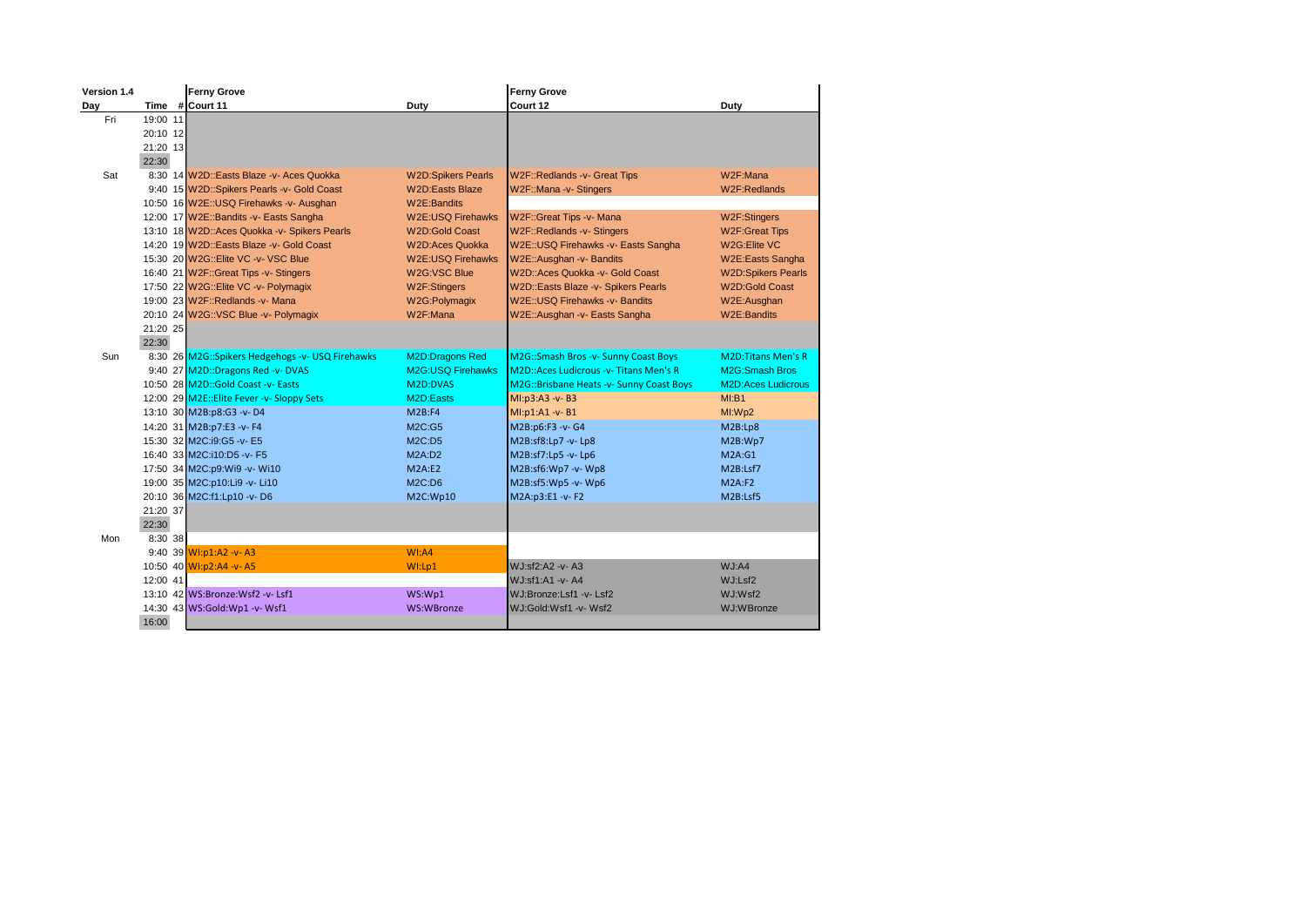| Version 1.4 | | | Ferny Grove | | Ferny Grove | |
|---|---|---|---|---|---|---|
| Day | Time | # | Court 11 | Duty | Court 12 | Duty |
| Fri | 19:00 | 11 | | | | |
| | 20:10 | 12 | | | | |
| | 21:20 | 13 | | | | |
| | 22:30 | | | | | |
| Sat | 8:30 | 14 | W2D::Easts Blaze -v- Aces Quokka | W2D:Spikers Pearls | W2F::Redlands -v- Great Tips | W2F:Mana |
| | 9:40 | 15 | W2D::Spikers Pearls -v- Gold Coast | W2D:Easts Blaze | W2F::Mana -v- Stingers | W2F:Redlands |
| | 10:50 | 16 | W2E::USQ Firehawks -v- Ausghan | W2E:Bandits | | |
| | 12:00 | 17 | W2E::Bandits -v- Easts Sangha | W2E:USQ Firehawks | W2F::Great Tips -v- Mana | W2F:Stingers |
| | 13:10 | 18 | W2D::Aces Quokka -v- Spikers Pearls | W2D:Gold Coast | W2F::Redlands -v- Stingers | W2F:Great Tips |
| | 14:20 | 19 | W2D::Easts Blaze -v- Gold Coast | W2D:Aces Quokka | W2E::USQ Firehawks -v- Easts Sangha | W2G:Elite VC |
| | 15:30 | 20 | W2G::Elite VC -v- VSC Blue | W2E:USQ Firehawks | W2E::Ausghan -v- Bandits | W2E:Easts Sangha |
| | 16:40 | 21 | W2F::Great Tips -v- Stingers | W2G:VSC Blue | W2D::Aces Quokka -v- Gold Coast | W2D:Spikers Pearls |
| | 17:50 | 22 | W2G::Elite VC -v- Polymagix | W2F:Stingers | W2D::Easts Blaze -v- Spikers Pearls | W2D:Gold Coast |
| | 19:00 | 23 | W2F::Redlands -v- Mana | W2G:Polymagix | W2E::USQ Firehawks -v- Bandits | W2E:Ausghan |
| | 20:10 | 24 | W2G::VSC Blue -v- Polymagix | W2F:Mana | W2E::Ausghan -v- Easts Sangha | W2E:Bandits |
| | 21:20 | 25 | | | | |
| | 22:30 | | | | | |
| Sun | 8:30 | 26 | M2G::Spikers Hedgehogs -v- USQ Firehawks | M2D:Dragons Red | M2G::Smash Bros -v- Sunny Coast Boys | M2D:Titans Men's R |
| | 9:40 | 27 | M2D::Dragons Red -v- DVAS | M2G:USQ Firehawks | M2D::Aces Ludicrous -v- Titans Men's R | M2G:Smash Bros |
| | 10:50 | 28 | M2D::Gold Coast -v- Easts | M2D:DVAS | M2G::Brisbane Heats -v- Sunny Coast Boys | M2D:Aces Ludicrous |
| | 12:00 | 29 | M2E::Elite Fever -v- Sloppy Sets | M2D:Easts | MI:p3:A3 -v- B3 | MI:B1 |
| | 13:10 | 30 | M2B:p8:G3 -v- D4 | M2B:F4 | MI:p1:A1 -v- B1 | MI:Wp2 |
| | 14:20 | 31 | M2B:p7:E3 -v- F4 | M2C:G5 | M2B:p6:F3 -v- G4 | M2B:Lp8 |
| | 15:30 | 32 | M2C:i9:G5 -v- E5 | M2C:D5 | M2B:sf8:Lp7 -v- Lp8 | M2B:Wp7 |
| | 16:40 | 33 | M2C:i10:D5 -v- F5 | M2A:D2 | M2B:sf7:Lp5 -v- Lp6 | M2A:G1 |
| | 17:50 | 34 | M2C:p9:Wi9 -v- Wi10 | M2A:E2 | M2B:sf6:Wp7 -v- Wp8 | M2B:Lsf7 |
| | 19:00 | 35 | M2C:p10:Li9 -v- Li10 | M2C:D6 | M2B:sf5:Wp5 -v- Wp6 | M2A:F2 |
| | 20:10 | 36 | M2C:f1:Lp10 -v- D6 | M2C:Wp10 | M2A:p3:E1 -v- F2 | M2B:Lsf5 |
| | 21:20 | 37 | | | | |
| | 22:30 | | | | | |
| Mon | 8:30 | 38 | | | | |
| | 9:40 | 39 | WI:p1:A2 -v- A3 | WI:A4 | | |
| | 10:50 | 40 | WI:p2:A4 -v- A5 | WI:Lp1 | WJ:sf2:A2 -v- A3 | WJ:A4 |
| | 12:00 | 41 | | | WJ:sf1:A1 -v- A4 | WJ:Lsf2 |
| | 13:10 | 42 | WS:Bronze:Wsf2 -v- Lsf1 | WS:Wp1 | WJ:Bronze:Lsf1 -v- Lsf2 | WJ:Wsf2 |
| | 14:30 | 43 | WS:Gold:Wp1 -v- Wsf1 | WS:WBronze | WJ:Gold:Wsf1 -v- Wsf2 | WJ:WBronze |
| | 16:00 | | | | | |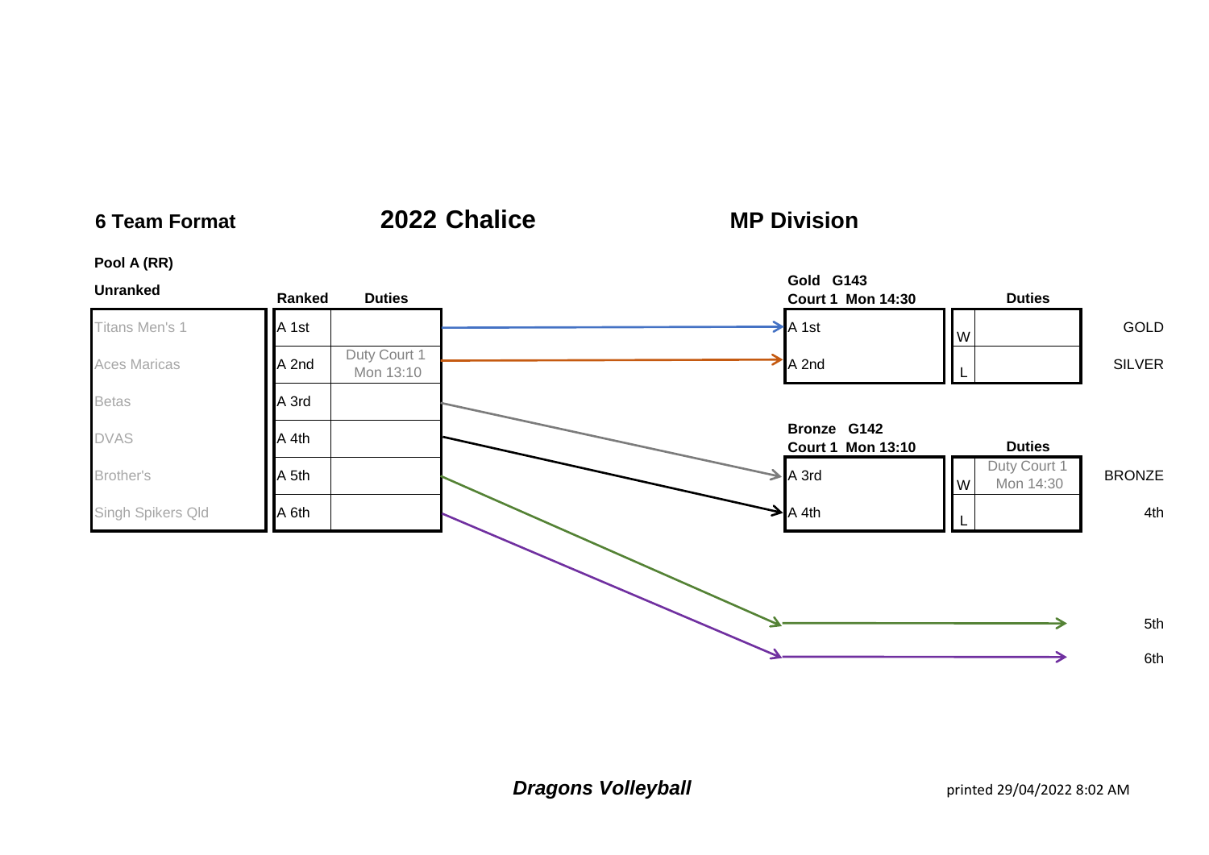**6 Team Format** — **2022 Chalice** — **MP Division**

**Pool A (RR)**

| Unranked | Ranked | Duties |
|---|---|---|
| Titans Men's 1 | A 1st | |
| Aces Maricas | A 2nd | Duty Court 1 Mon 13:10 |
| Betas | A 3rd | |
| DVAS | A 4th | |
| Brother's | A 5th | |
| Singh Spikers Qld | A 6th | |

**Gold G143**
**Court 1 Mon 14:30**

| Team | | Duties | Result |
|---|---|---|---|
| A 1st | W | | GOLD |
| A 2nd | L | | SILVER |

**Bronze G142**
**Court 1 Mon 13:10**

| Team | | Duties | Result |
|---|---|---|---|
| A 3rd | W | Duty Court 1 Mon 14:30 | BRONZE |
| A 4th | L | | 4th |

A 5th → 5th

A 6th → 6th

***Dragons Volleyball***

printed 29/04/2022 8:02 AM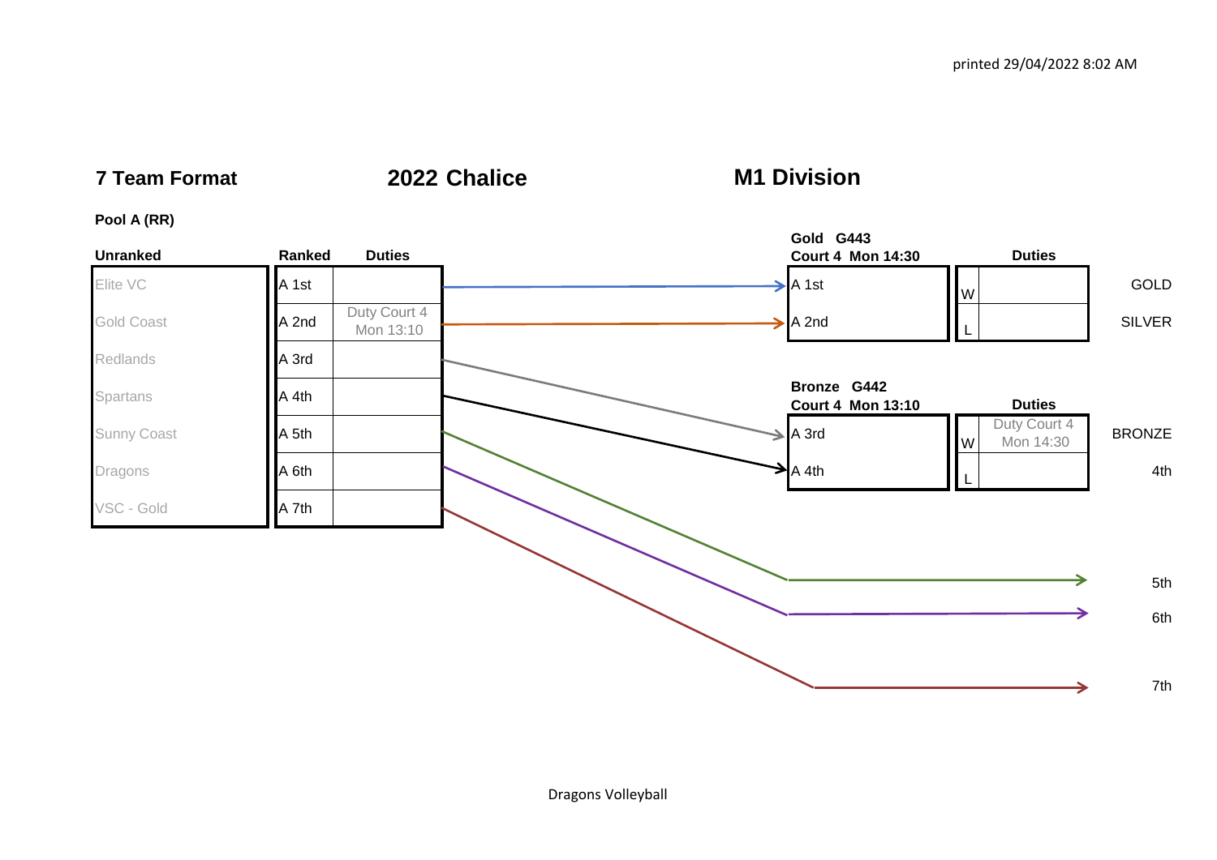printed 29/04/2022 8:02 AM

## 7 Team Format

## 2022 Chalice

## M1 Division

**Pool A (RR)**

| Unranked | Ranked | Duties |
|---|---|---|
| Elite VC | A 1st | |
| Gold Coast | A 2nd | Duty Court 4 Mon 13:10 |
| Redlands | A 3rd | |
| Spartans | A 4th | |
| Sunny Coast | A 5th | |
| Dragons | A 6th | |
| VSC - Gold | A 7th | |

**Gold G443**
**Court 4 Mon 14:30**

| | | Duties | |
|---|---|---|---|
| A 1st | W | | GOLD |
| A 2nd | L | | SILVER |

**Bronze G442**
**Court 4 Mon 13:10**

| | | Duties | |
|---|---|---|---|
| A 3rd | W | Duty Court 4 Mon 14:30 | BRONZE |
| A 4th | L | | 4th |

A 5th → 5th

A 6th → 6th

A 7th → 7th

Dragons Volleyball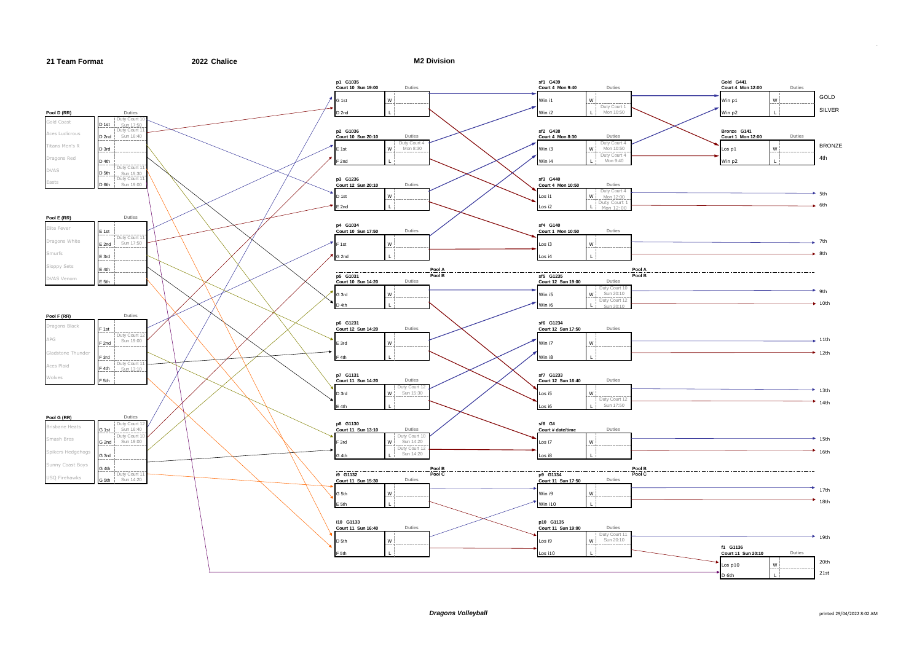**21 Team Format** **2022 Chalice** **M2 Division**

## Pool D (RR)

| Team | Pos | Duties |
|---|---|---|
| Gold Coast | D 1st | Duty Court 10 Sun 17:50 |
| Aces Ludicrous | D 2nd | Duty Court 11 Sun 16:40 |
| Titans Men's R | D 3rd | |
| Dragons Red | D 4th | |
| DVAS | D 5th | Duty Court 11 Sun 15:30 |
| Easts | D 6th | Duty Court 11 Sun 19:00 |

## Pool E (RR)

| Team | Pos | Duties |
|---|---|---|
| Elite Fever | E 1st | |
| Dragons White | E 2nd | Duty Court 11 Sun 17:50 |
| Smurfs | E 3rd | |
| Sloppy Sets | E 4th | |
| DVAS Venom | E 5th | |

## Pool F (RR)

| Team | Pos | Duties |
|---|---|---|
| Dragons Black | F 1st | |
| APG | F 2nd | Duty Court 12 Sun 19:00 |
| Gladstone Thunder | F 3rd | |
| Aces Plaid | F 4th | Duty Court 11 Sun 13:10 |
| Wolves | F 5th | |

## Pool G (RR)

| Team | Pos | Duties |
|---|---|---|
| Brisbane Heats | G 1st | Duty Court 12 Sun 16:40 |
| Smash Bros | G 2nd | Duty Court 10 Sun 19:00 |
| Spikers Hedgehogs | G 3rd | |
| Sunny Coast Boys | G 4th | |
| USQ Firehawks | G 5th | Duty Court 11 Sun 14:20 |

## Pool A

| Game | Court / Time | Teams | Duties |
|---|---|---|---|
| p1 G1035 | Court 10 Sun 19:00 | G 1st (W) v D 2nd (L) | |
| p2 G1036 | Court 10 Sun 20:10 | E 1st (W) v F 2nd (L) | W: Duty Court 4 Mon 8:30 |
| p3 G1236 | Court 12 Sun 20:10 | D 1st (W) v E 2nd (L) | |
| p4 G1034 | Court 10 Sun 17:50 | F 1st (W) v G 2nd (L) | |
| sf1 G439 | Court 4 Mon 9:40 | Win i1 (W) v Win i2 (L) | L: Duty Court 1 Mon 10:50 |
| sf2 G438 | Court 4 Mon 8:30 | Win i3 (W) v Win i4 (L) | W: Duty Court 4 Mon 10:50; L: Duty Court 4 Mon 9:40 |
| sf3 G440 | Court 4 Mon 10:50 | Los i1 (W) v Los i2 (L) | W: Duty Court 4 Mon 12:00; L: Duty Court 1 Mon 12:00 |
| sf4 G140 | Court 1 Mon 10:50 | Los i3 (W) v Los i4 (L) | |
| Gold G441 | Court 4 Mon 12:00 | Win p1 (W) v Win p2 (L) | |
| Bronze G141 | Court 1 Mon 12:00 | Los p1 (W) v Win p2 (L) | |

Placings: GOLD, SILVER, BRONZE, 4th, 5th, 6th, 7th, 8th

## Pool B

| Game | Court / Time | Teams | Duties |
|---|---|---|---|
| p5 G1031 | Court 10 Sun 14:20 | G 3rd (W) v D 4th (L) | |
| p6 G1231 | Court 12 Sun 14:20 | E 3rd (W) v F 4th (L) | |
| p7 G1131 | Court 11 Sun 14:20 | D 3rd (W) v E 4th (L) | W: Duty Court 12 Sun 15:30 |
| p8 G1130 | Court 11 Sun 13:10 | F 3rd (W) v G 4th (L) | W: Duty Court 10 Sun 14:20; L: Duty Court 12 Sun 14:20 |
| sf5 G1235 | Court 12 Sun 19:00 | Win i5 (W) v Win i6 (L) | W: Duty Court 10 Sun 20:10; L: Duty Court 12 Sun 20:10 |
| sf6 G1234 | Court 12 Sun 17:50 | Win i7 (W) v Win i8 (L) | |
| sf7 G1233 | Court 12 Sun 16:40 | Los i5 (W) v Los i6 (L) | L: Duty Court 12 Sun 17:50 |
| sf8 G# | Court # date/time | Los i7 (W) v Los i8 (L) | |

Placings: 9th, 10th, 11th, 12th, 13th, 14th, 15th, 16th

## Pool C

| Game | Court / Time | Teams | Duties |
|---|---|---|---|
| i9 G1132 | Court 11 Sun 15:30 | G 5th (W) v E 5th (L) | |
| i10 G1133 | Court 11 Sun 16:40 | D 5th (W) v F 5th (L) | |
| p9 G1134 | Court 11 Sun 17:50 | Win i9 (W) v Win i10 (L) | |
| p10 G1135 | Court 11 Sun 19:00 | Los i9 (W) v Los i10 (L) | W: Duty Court 11 Sun 20:10 |
| f1 G1136 | Court 11 Sun 20:10 | Los p10 (W) v D 6th (L) | |

Placings: 17th, 18th, 19th, 20th, 21st

*Dragons Volleyball*

printed 29/04/2022 8:02 AM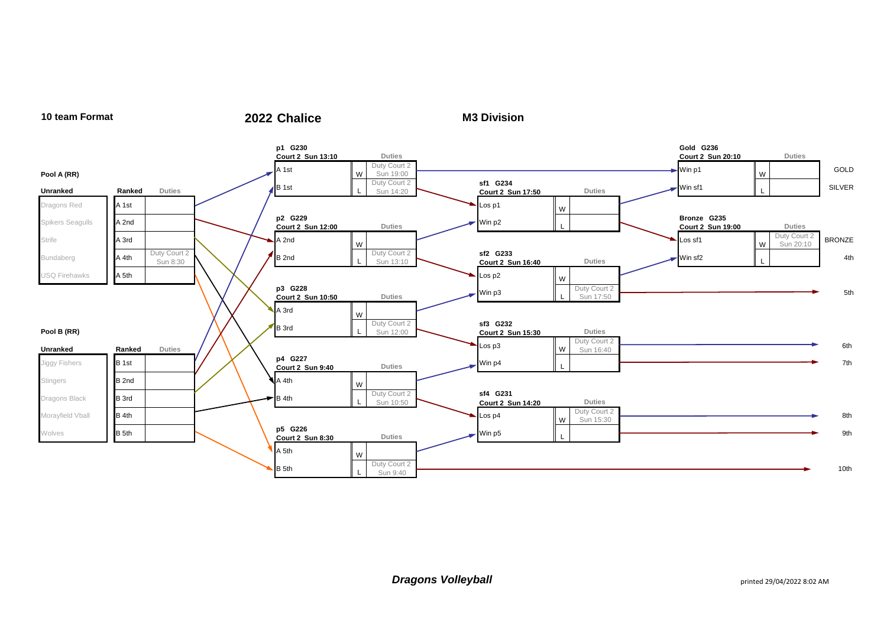**10 team Format** | **2022 Chalice** | **M3 Division**

### Pool A (RR)

| Unranked | Ranked | Duties |
|---|---|---|
| Dragons Red | A 1st | |
| Spikers Seagulls | A 2nd | |
| Strife | A 3rd | |
| Bundaberg | A 4th | Duty Court 2 Sun 8:30 |
| USQ Firehawks | A 5th | |

### Pool B (RR)

| Unranked | Ranked | Duties |
|---|---|---|
| Jiggy Fishers | B 1st | |
| Stingers | B 2nd | |
| Dragons Black | B 3rd | |
| Morayfield Vball | B 4th | |
| Wolves | B 5th | |

### Playoffs

| Game | Court / Time | Team | Result | Duties |
|---|---|---|---|---|
| p1 G230 | Court 2 Sun 13:10 | A 1st | W | Duty Court 2 Sun 19:00 |
| | | B 1st | L | Duty Court 2 Sun 14:20 |
| p2 G229 | Court 2 Sun 12:00 | A 2nd | W | |
| | | B 2nd | L | Duty Court 2 Sun 13:10 |
| p3 G228 | Court 2 Sun 10:50 | A 3rd | W | |
| | | B 3rd | L | Duty Court 2 Sun 12:00 |
| p4 G227 | Court 2 Sun 9:40 | A 4th | W | |
| | | B 4th | L | Duty Court 2 Sun 10:50 |
| p5 G226 | Court 2 Sun 8:30 | A 5th | W | |
| | | B 5th | L | Duty Court 2 Sun 9:40 |

### Semi-finals

| Game | Court / Time | Team | Result | Duties |
|---|---|---|---|---|
| sf1 G234 | Court 2 Sun 17:50 | Los p1 | W | |
| | | Win p2 | L | |
| sf2 G233 | Court 2 Sun 16:40 | Los p2 | W | |
| | | Win p3 | L | Duty Court 2 Sun 17:50 |
| sf3 G232 | Court 2 Sun 15:30 | Los p3 | W | Duty Court 2 Sun 16:40 |
| | | Win p4 | L | |
| sf4 G231 | Court 2 Sun 14:20 | Los p4 | W | Duty Court 2 Sun 15:30 |
| | | Win p5 | L | |

### Finals

| Game | Court / Time | Team | Result | Duties | Place |
|---|---|---|---|---|---|
| Gold G236 | Court 2 Sun 20:10 | Win p1 | W | | GOLD |
| | | Win sf1 | L | | SILVER |
| Bronze G235 | Court 2 Sun 19:00 | Los sf1 | W | Duty Court 2 Sun 20:10 | BRONZE |
| | | Win sf2 | L | | 4th |

### Final Placings

| Place | Team |
|---|---|
| 5th | Loser sf2 (Win p3) |
| 6th | Winner sf3 (Los p3) |
| 7th | Loser sf3 (Win p4) |
| 8th | Winner sf4 (Los p4) |
| 9th | Loser sf4 (Win p5) |
| 10th | Loser p5 (B 5th) |

***Dragons Volleyball***

printed 29/04/2022 8:02 AM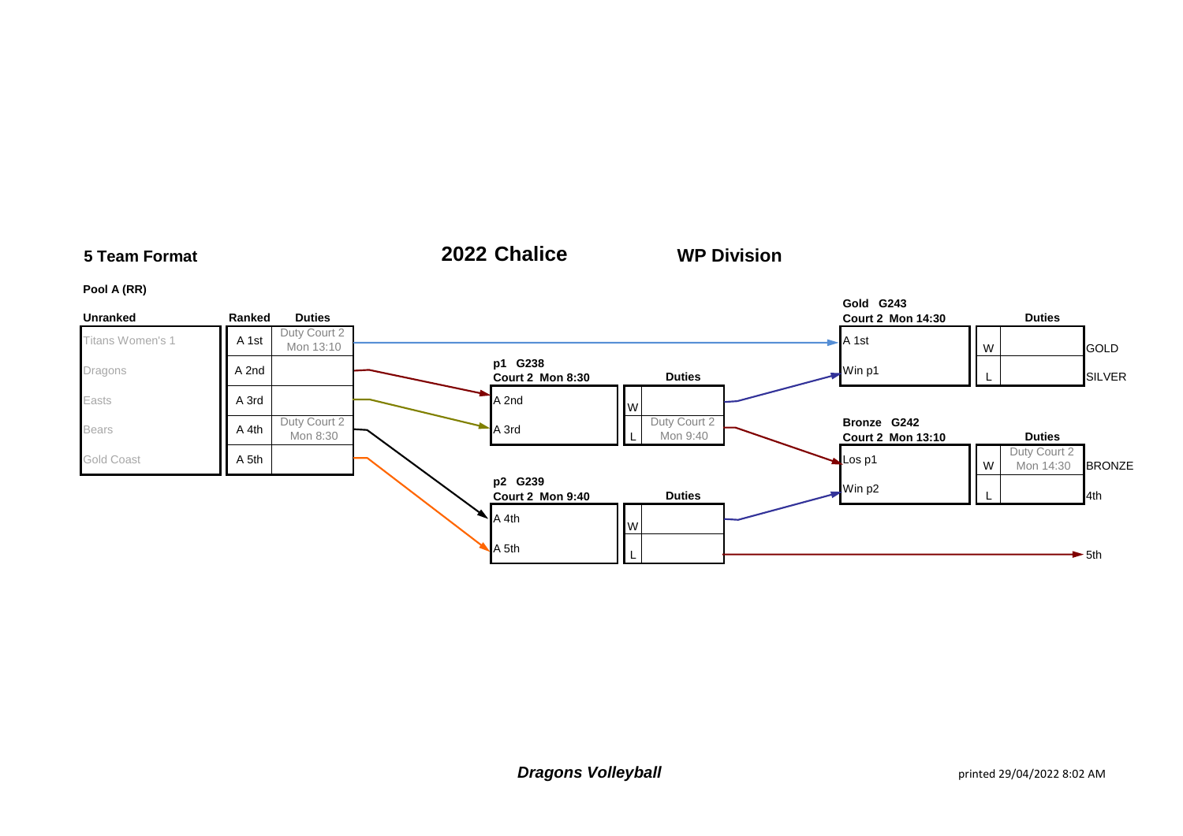## 5 Team Format

# 2022 Chalice

## WP Division

**Pool A (RR)**

| Unranked | Ranked | Duties |
|---|---|---|
| Titans Women's 1 | A 1st | Duty Court 2 Mon 13:10 |
| Dragons | A 2nd | |
| Easts | A 3rd | |
| Bears | A 4th | Duty Court 2 Mon 8:30 |
| Gold Coast | A 5th | |

**p1 G238**
**Court 2 Mon 8:30**

| | | | Duties |
|---|---|---|---|
| A 2nd | | W | |
| A 3rd | | L | Duty Court 2 Mon 9:40 |

**p2 G239**
**Court 2 Mon 9:40**

| | | | Duties |
|---|---|---|---|
| A 4th | | W | |
| A 5th | | L | |

L → 5th

**Gold G243**
**Court 2 Mon 14:30**

| | | | Duties | |
|---|---|---|---|---|
| A 1st | | W | | GOLD |
| Win p1 | | L | | SILVER |

**Bronze G242**
**Court 2 Mon 13:10**

| | | | Duties | |
|---|---|---|---|---|
| Los p1 | | W | Duty Court 2 Mon 14:30 | BRONZE |
| Win p2 | | L | | 4th |

***Dragons Volleyball***

printed 29/04/2022 8:02 AM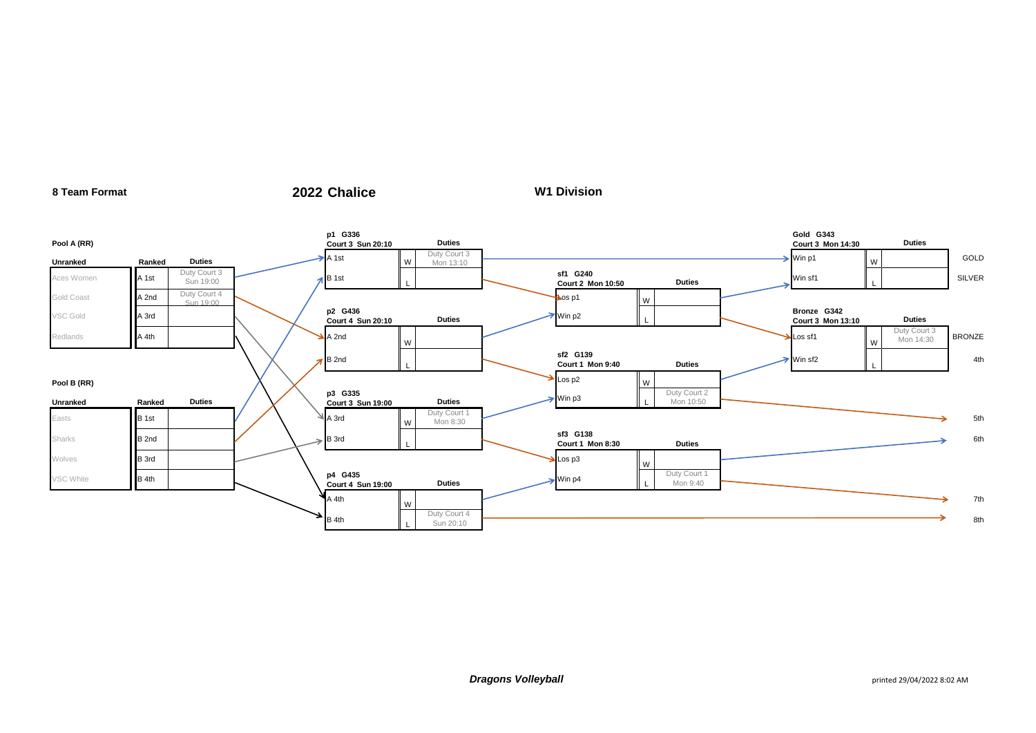**8 Team Format**

## 2022 Chalice

**W1 Division**

### Pool A (RR)

| Unranked | Ranked | Duties |
|---|---|---|
| Aces Women | A 1st | Duty Court 3 Sun 19:00 |
| Gold Coast | A 2nd | Duty Court 4 Sun 19:00 |
| VSC Gold | A 3rd | |
| Redlands | A 4th | |

### Pool B (RR)

| Unranked | Ranked | Duties |
|---|---|---|
| Easts | B 1st | |
| Sharks | B 2nd | |
| Wolves | B 3rd | |
| VSC White | B 4th | |

### p1 G336 — Court 3 Sun 20:10

| Team | | Duties |
|---|---|---|
| A 1st | W | Duty Court 3 Mon 13:10 |
| B 1st | L | |

### p2 G436 — Court 4 Sun 20:10

| Team | | Duties |
|---|---|---|
| A 2nd | W | |
| B 2nd | L | |

### p3 G335 — Court 3 Sun 19:00

| Team | | Duties |
|---|---|---|
| A 3rd | W | Duty Court 1 Mon 8:30 |
| B 3rd | L | |

### p4 G435 — Court 4 Sun 19:00

| Team | | Duties |
|---|---|---|
| A 4th | W | |
| B 4th | L | Duty Court 4 Sun 20:10 |

### sf1 G240 — Court 2 Mon 10:50

| Team | | Duties |
|---|---|---|
| Los p1 | W | |
| Win p2 | L | |

### sf2 G139 — Court 1 Mon 9:40

| Team | | Duties |
|---|---|---|
| Los p2 | W | |
| Win p3 | L | Duty Court 2 Mon 10:50 |

### sf3 G138 — Court 1 Mon 8:30

| Team | | Duties |
|---|---|---|
| Los p3 | W | |
| Win p4 | L | Duty Court 1 Mon 9:40 |

### Gold G343 — Court 3 Mon 14:30

| Team | | Duties | Result |
|---|---|---|---|
| Win p1 | W | | GOLD |
| Win sf1 | L | | SILVER |

### Bronze G342 — Court 3 Mon 13:10

| Team | | Duties | Result |
|---|---|---|---|
| Los sf1 | W | Duty Court 3 Mon 14:30 | BRONZE |
| Win sf2 | L | | 4th |

### Final placings

- sf2 L → 5th
- sf3 W → 6th
- sf3 L → 7th
- p4 L → 8th

***Dragons Volleyball***

printed 29/04/2022 8:02 AM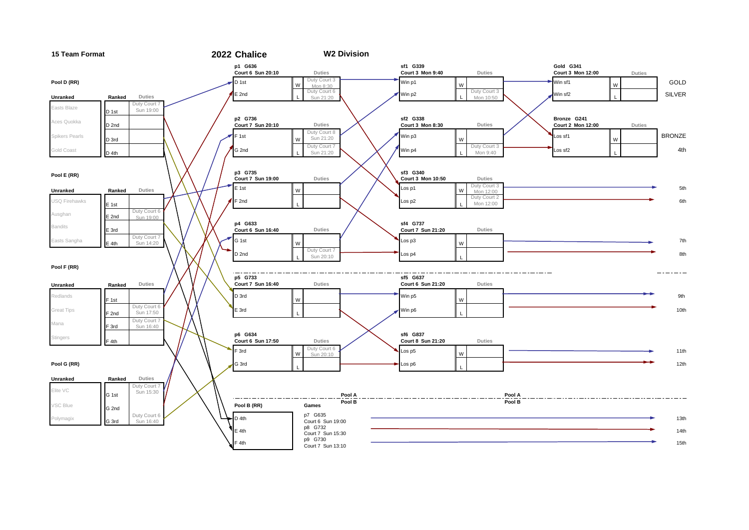**15 Team Format**

# 2022 Chalice

## W2 Division

### Pool D (RR)

| Unranked | Ranked | Duties |
|---|---|---|
| Easts Blaze | D 1st | Duty Court 7 Sun 19:00 |
| Aces Quokka | D 2nd | |
| Spikers Pearls | D 3rd | |
| Gold Coast | D 4th | |

### Pool E (RR)

| Unranked | Ranked | Duties |
|---|---|---|
| USQ Firehawks | E 1st | |
| Ausghan | E 2nd | Duty Court 6 Sun 19:00 |
| Bandits | E 3rd | |
| Easts Sangha | E 4th | Duty Court 7 Sun 14:20 |

### Pool F (RR)

| Unranked | Ranked | Duties |
|---|---|---|
| Redlands | F 1st | |
| Great Tips | F 2nd | Duty Court 6 Sun 17:50 |
| Mana | F 3rd | Duty Court 7 Sun 16:40 |
| Stingers | F 4th | |

### Pool G (RR)

| Unranked | Ranked | Duties |
|---|---|---|
| Elite VC | G 1st | Duty Court 7 Sun 15:30 |
| VSC Blue | G 2nd | |
| Polymagix | G 3rd | Duty Court 6 Sun 16:40 |

### Pool A – Playoffs

| Game | Teams | | Duties |
|---|---|---|---|
| p1 G636 Court 6 Sun 20:10 | D 1st | W | Duty Court 3 Mon 8:30 |
| | E 2nd | L | Duty Court 6 Sun 21:20 |
| p2 G736 Court 7 Sun 20:10 | F 1st | W | Duty Court 8 Sun 21:20 |
| | G 2nd | L | Duty Court 7 Sun 21:20 |
| p3 G735 Court 7 Sun 19:00 | E 1st | W | |
| | F 2nd | L | |
| p4 G633 Court 6 Sun 16:40 | G 1st | W | |
| | D 2nd | L | Duty Court 7 Sun 20:10 |

| Game | Teams | | Duties |
|---|---|---|---|
| sf1 G339 Court 3 Mon 9:40 | Win p1 | W | |
| | Win p2 | L | Duty Court 3 Mon 10:50 |
| sf2 G338 Court 3 Mon 8:30 | Win p3 | W | |
| | Win p4 | L | Duty Court 3 Mon 9:40 |
| sf3 G340 Court 3 Mon 10:50 | Los p1 | W | Duty Court 3 Mon 12:00 → 5th |
| | Los p2 | L | Duty Court 2 Mon 12:00 → 6th |
| sf4 G737 Court 7 Sun 21:20 | Los p3 | W | → 7th |
| | Los p4 | L | → 8th |

| Game | Teams | | Duties | Result |
|---|---|---|---|---|
| Gold G341 Court 3 Mon 12:00 | Win sf1 | W | | GOLD |
| | Win sf2 | L | | SILVER |
| Bronze G241 Court 2 Mon 12:00 | Los sf1 | W | | BRONZE |
| | Los sf2 | L | | 4th |

| Game | Teams | | Duties |
|---|---|---|---|
| p5 G733 Court 7 Sun 16:40 | D 3rd | W | |
| | E 3rd | L | |
| p6 G634 Court 6 Sun 17:50 | F 3rd | W | Duty Court 6 Sun 20:10 |
| | G 3rd | L | |

| Game | Teams | | Duties | Result |
|---|---|---|---|---|
| sf5 G637 Court 6 Sun 21:20 | Win p5 | W | | 9th |
| | Win p6 | L | | 10th |
| sf6 G837 Court 8 Sun 21:20 | Los p5 | W | | 11th |
| | Los p6 | L | | 12th |

### Pool B (RR)

| Pool B (RR) | Games | Result |
|---|---|---|
| D 4th | p7 G635 Court 6 Sun 19:00 | 13th |
| E 4th | p8 G732 Court 7 Sun 15:30 | 14th |
| F 4th | p9 G730 Court 7 Sun 13:10 | 15th |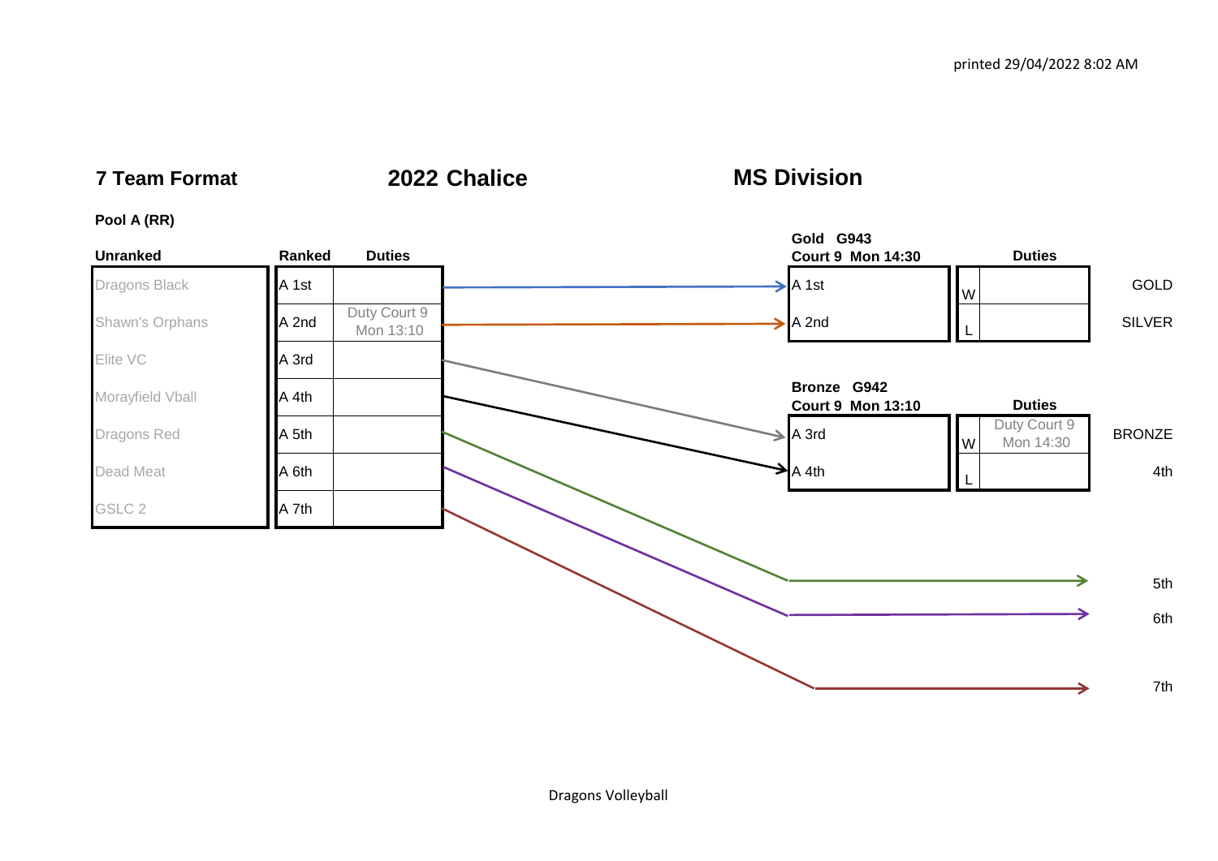printed 29/04/2022 8:02 AM

# 7 Team Format — 2022 Chalice — MS Division

**Pool A (RR)**

| Unranked | Ranked | Duties |
|---|---|---|
| Dragons Black | A 1st | |
| Shawn's Orphans | A 2nd | Duty Court 9 Mon 13:10 |
| Elite VC | A 3rd | |
| Morayfield Vball | A 4th | |
| Dragons Red | A 5th | |
| Dead Meat | A 6th | |
| GSLC 2 | A 7th | |

**Gold G943**
**Court 9 Mon 14:30**

| Team | | Duties | Result |
|---|---|---|---|
| A 1st | W | | GOLD |
| A 2nd | L | | SILVER |

**Bronze G942**
**Court 9 Mon 13:10**

| Team | | Duties | Result |
|---|---|---|---|
| A 3rd | W | Duty Court 9 Mon 14:30 | BRONZE |
| A 4th | L | | 4th |

A 5th → 5th

A 6th → 6th

A 7th → 7th

Dragons Volleyball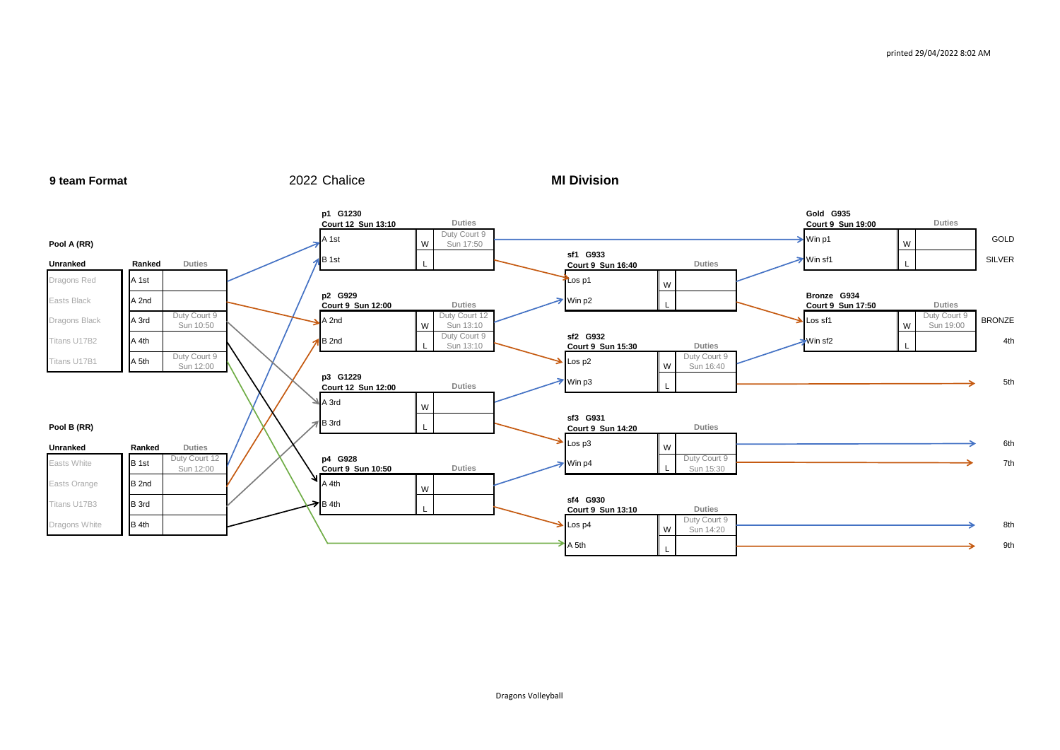printed 29/04/2022 8:02 AM

**9 team Format** 2022 Chalice **MI Division**

**Pool A (RR)**

| Unranked | Ranked | Duties |
|---|---|---|
| Dragons Red | A 1st | |
| Easts Black | A 2nd | |
| Dragons Black | A 3rd | Duty Court 9 Sun 10:50 |
| Titans U17B2 | A 4th | |
| Titans U17B1 | A 5th | Duty Court 9 Sun 12:00 |

**Pool B (RR)**

| Unranked | Ranked | Duties |
|---|---|---|
| Easts White | B 1st | Duty Court 12 Sun 12:00 |
| Easts Orange | B 2nd | |
| Titans U17B3 | B 3rd | |
| Dragons White | B 4th | |

**p1 G1230 — Court 12 Sun 13:10**

| Team | | Duties |
|---|---|---|
| A 1st | W | Duty Court 9 Sun 17:50 |
| B 1st | L | |

**p2 G929 — Court 9 Sun 12:00**

| Team | | Duties |
|---|---|---|
| A 2nd | W | Duty Court 12 Sun 13:10 |
| B 2nd | L | Duty Court 9 Sun 13:10 |

**p3 G1229 — Court 12 Sun 12:00**

| Team | | Duties |
|---|---|---|
| A 3rd | W | |
| B 3rd | L | |

**p4 G928 — Court 9 Sun 10:50**

| Team | | Duties |
|---|---|---|
| A 4th | W | |
| B 4th | L | |

**sf1 G933 — Court 9 Sun 16:40**

| Team | | Duties |
|---|---|---|
| Los p1 | W | |
| Win p2 | L | |

**sf2 G932 — Court 9 Sun 15:30**

| Team | | Duties |
|---|---|---|
| Los p2 | W | Duty Court 9 Sun 16:40 |
| Win p3 | L | |

**sf3 G931 — Court 9 Sun 14:20**

| Team | | Duties |
|---|---|---|
| Los p3 | W | |
| Win p4 | L | Duty Court 9 Sun 15:30 |

**sf4 G930 — Court 9 Sun 13:10**

| Team | | Duties |
|---|---|---|
| Los p4 | W | Duty Court 9 Sun 14:20 |
| A 5th | L | |

**Gold G935 — Court 9 Sun 19:00**

| Team | | Duties | Result |
|---|---|---|---|
| Win p1 | W | | GOLD |
| Win sf1 | L | | SILVER |

**Bronze G934 — Court 9 Sun 17:50**

| Team | | Duties | Result |
|---|---|---|---|
| Los sf1 | W | Duty Court 9 Sun 19:00 | BRONZE |
| Win sf2 | L | | 4th |

**Final placings from other games:**

- Los sf2 → 5th
- Los sf3 (W) → 6th
- Los sf3 (L) → 7th
- sf4 W → 8th
- sf4 L → 9th

Dragons Volleyball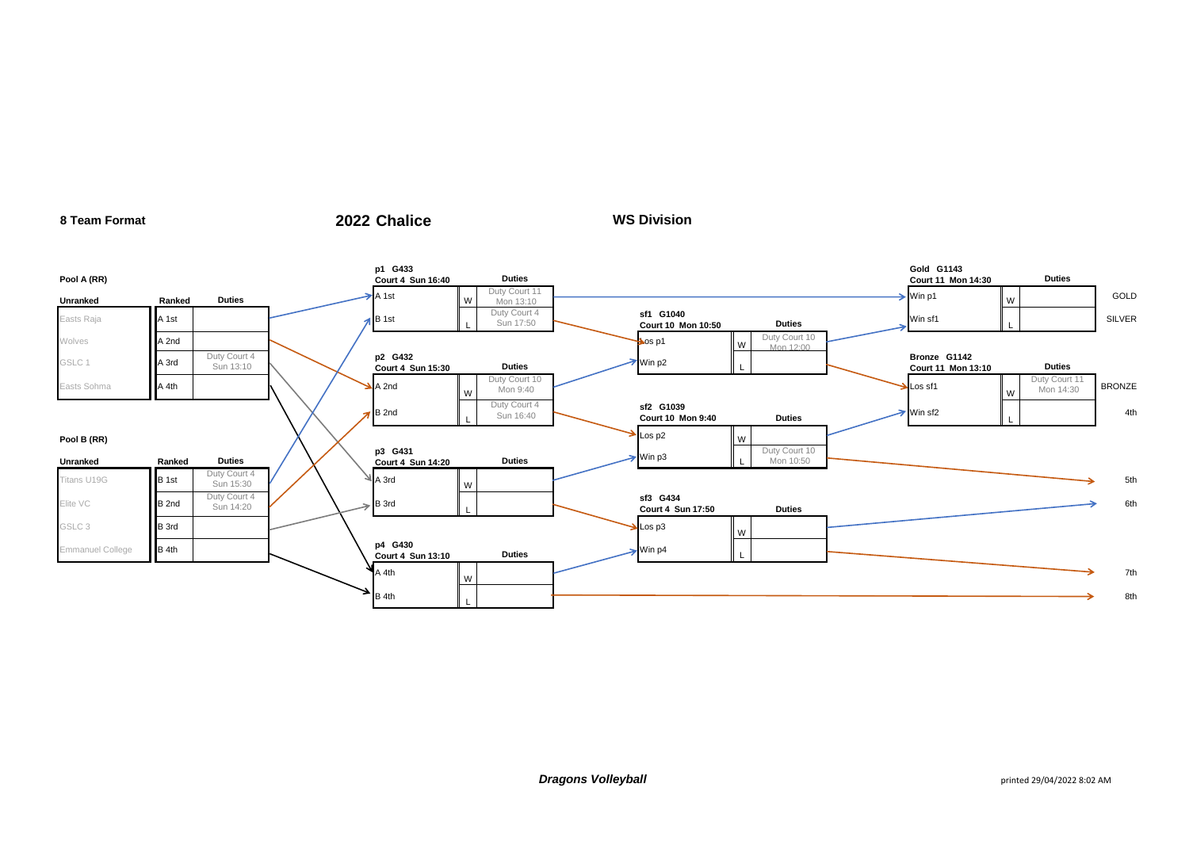**8 Team Format** | **2022 Chalice** | **WS Division**

### Pool A (RR)

| Unranked | Ranked | Duties |
|---|---|---|
| Easts Raja | A 1st | |
| Wolves | A 2nd | |
| GSLC 1 | A 3rd | Duty Court 4 Sun 13:10 |
| Easts Sohma | A 4th | |

### Pool B (RR)

| Unranked | Ranked | Duties |
|---|---|---|
| Titans U19G | B 1st | Duty Court 4 Sun 15:30 |
| Elite VC | B 2nd | Duty Court 4 Sun 14:20 |
| GSLC 3 | B 3rd | |
| Emmanuel College | B 4th | |

### Playoffs

**p1 G433** — Court 4 Sun 16:40

| Team | | Duties |
|---|---|---|
| A 1st | W | Duty Court 11 Mon 13:10 |
| B 1st | L | Duty Court 4 Sun 17:50 |

**p2 G432** — Court 4 Sun 15:30

| Team | | Duties |
|---|---|---|
| A 2nd | W | Duty Court 10 Mon 9:40 |
| B 2nd | L | Duty Court 4 Sun 16:40 |

**p3 G431** — Court 4 Sun 14:20

| Team | | Duties |
|---|---|---|
| A 3rd | W | |
| B 3rd | L | |

**p4 G430** — Court 4 Sun 13:10

| Team | | Duties |
|---|---|---|
| A 4th | W | |
| B 4th | L | |

**sf1 G1040** — Court 10 Mon 10:50

| Team | | Duties |
|---|---|---|
| Los p1 | W | Duty Court 10 Mon 12:00 |
| Win p2 | L | |

**sf2 G1039** — Court 10 Mon 9:40

| Team | | Duties |
|---|---|---|
| Los p2 | W | |
| Win p3 | L | Duty Court 10 Mon 10:50 |

**sf3 G434** — Court 4 Sun 17:50

| Team | | Duties |
|---|---|---|
| Los p3 | W | |
| Win p4 | L | |

**Gold G1143** — Court 11 Mon 14:30

| Team | | Duties | Place |
|---|---|---|---|
| Win p1 | W | | GOLD |
| Win sf1 | L | | SILVER |

**Bronze G1142** — Court 11 Mon 13:10

| Team | | Duties | Place |
|---|---|---|---|
| Los sf1 | W | Duty Court 11 Mon 14:30 | BRONZE |
| Win sf2 | L | | 4th |

| Source | Place |
|---|---|
| sf2 Win p3 (L) | 5th |
| sf3 W | 6th |
| sf3 L | 7th |
| p4 B 4th (L) | 8th |

***Dragons Volleyball***

printed 29/04/2022 8:02 AM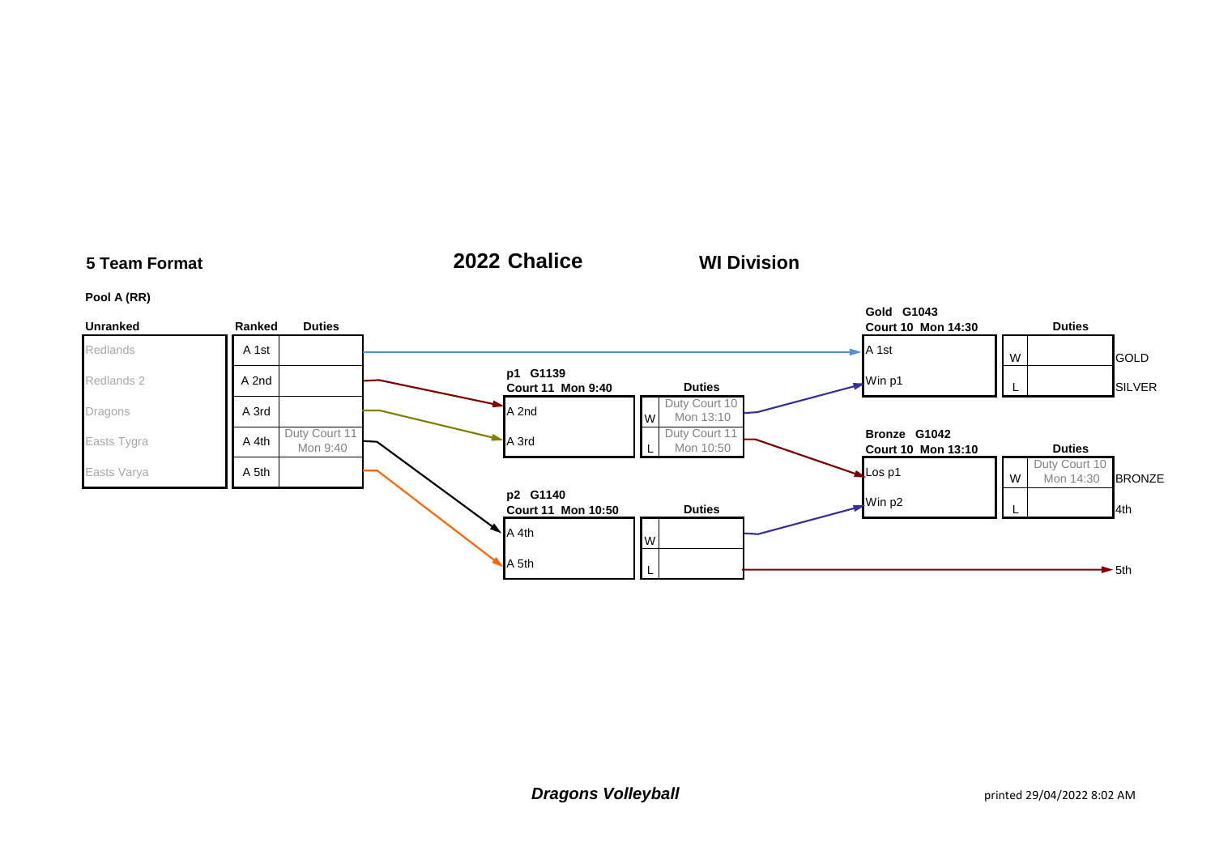## 5 Team Format

# 2022 Chalice

## WI Division

**Pool A (RR)**

| Unranked | Ranked | Duties |
|---|---|---|
| Redlands | A 1st | |
| Redlands 2 | A 2nd | |
| Dragons | A 3rd | |
| Easts Tygra | A 4th | Duty Court 11 Mon 9:40 |
| Easts Varya | A 5th | |

**p1 G1139**
**Court 11 Mon 9:40**

| Team | | Duties |
|---|---|---|
| A 2nd | W | Duty Court 10 Mon 13:10 |
| A 3rd | L | Duty Court 11 Mon 10:50 |

**p2 G1140**
**Court 11 Mon 10:50**

| Team | | Duties |
|---|---|---|
| A 4th | W | |
| A 5th | L | |

Loser p2 → 5th

**Gold G1043**
**Court 10 Mon 14:30**

| Team | | Duties | |
|---|---|---|---|
| A 1st | W | | GOLD |
| Win p1 | L | | SILVER |

**Bronze G1042**
**Court 10 Mon 13:10**

| Team | | Duties | |
|---|---|---|---|
| Los p1 | W | Duty Court 10 Mon 14:30 | BRONZE |
| Win p2 | L | | 4th |

***Dragons Volleyball***

printed 29/04/2022 8:02 AM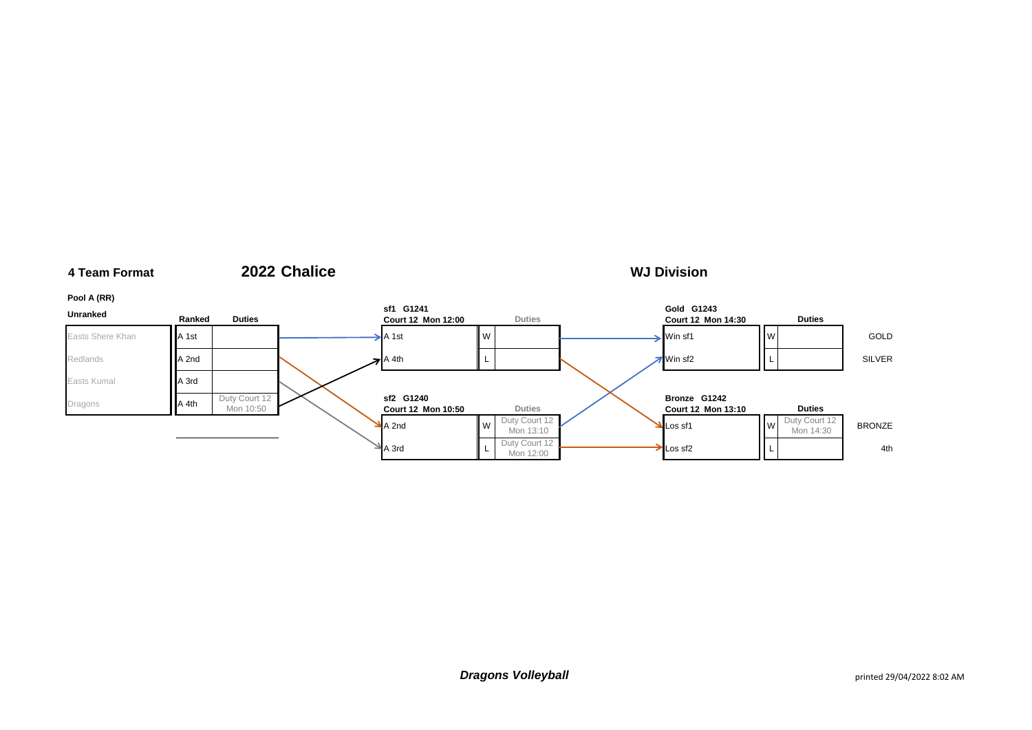**4 Team Format** **2022 Chalice** **WJ Division**

**Pool A (RR)**

| Unranked | Ranked | Duties |
|---|---|---|
| Easts Shere Khan | A 1st | |
| Redlands | A 2nd | |
| Easts Kumal | A 3rd | |
| Dragons | A 4th | Duty Court 12 Mon 10:50 |

**sf1 G1241**
**Court 12 Mon 12:00**

| | | Duties |
|---|---|---|
| A 1st | W | |
| A 4th | L | |

**sf2 G1240**
**Court 12 Mon 10:50**

| | | Duties |
|---|---|---|
| A 2nd | W | Duty Court 12 Mon 13:10 |
| A 3rd | L | Duty Court 12 Mon 12:00 |

**Gold G1243**
**Court 12 Mon 14:30**

| | | Duties | |
|---|---|---|---|
| Win sf1 | W | | GOLD |
| Win sf2 | L | | SILVER |

**Bronze G1242**
**Court 12 Mon 13:10**

| | | Duties | |
|---|---|---|---|
| Los sf1 | W | Duty Court 12 Mon 14:30 | BRONZE |
| Los sf2 | L | | 4th |

***Dragons Volleyball***

printed 29/04/2022 8:02 AM